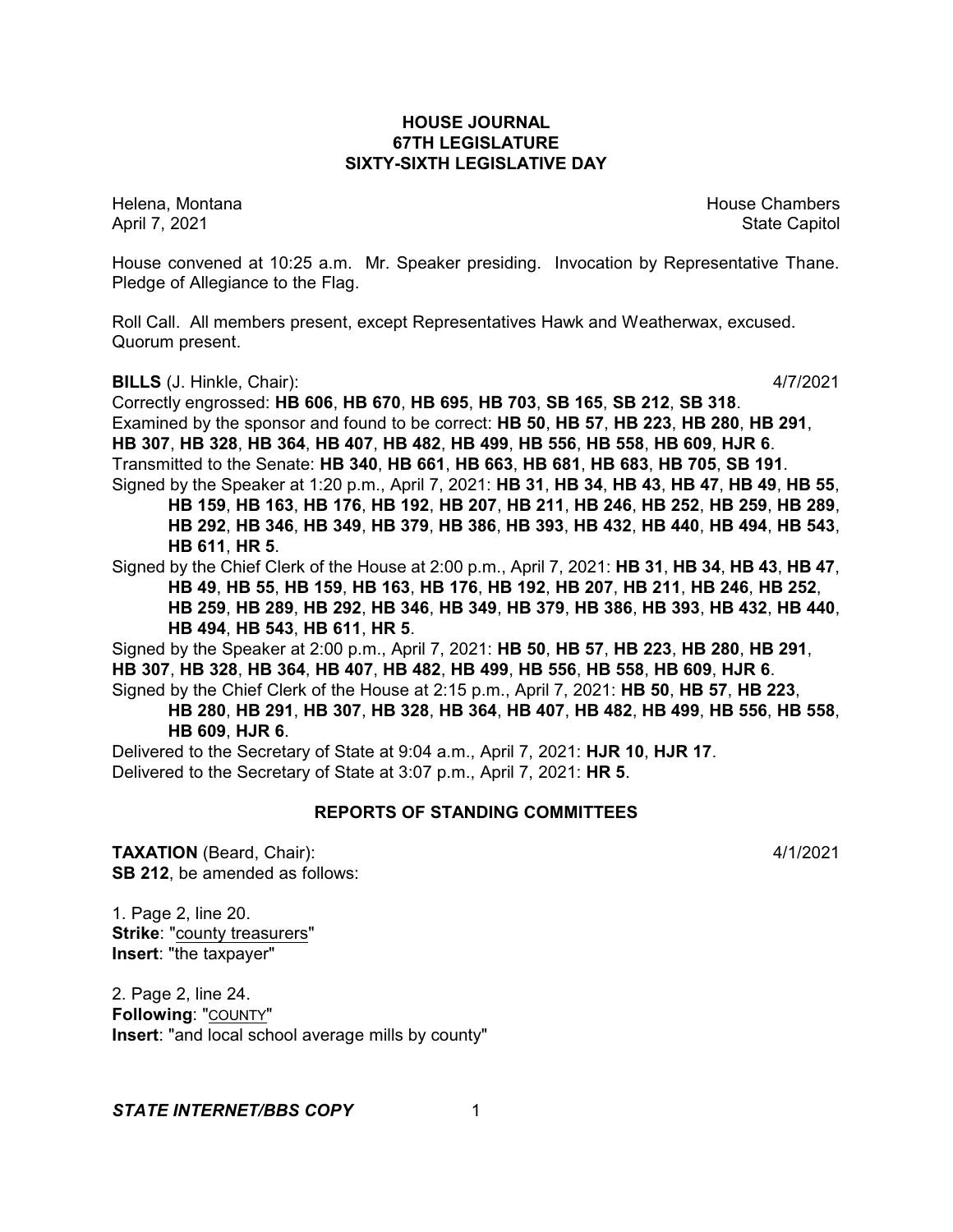# HOUSE JOURNAL
## 67TH LEGISLATURE
## SIXTY-SIXTH LEGISLATIVE DAY

Helena, Montana
April 7, 2021

House Chambers
State Capitol

House convened at 10:25 a.m. Mr. Speaker presiding. Invocation by Representative Thane. Pledge of Allegiance to the Flag.

Roll Call. All members present, except Representatives Hawk and Weatherwax, excused. Quorum present.

**BILLS** (J. Hinkle, Chair): 4/7/2021

Correctly engrossed: **HB 606**, **HB 670**, **HB 695**, **HB 703**, **SB 165**, **SB 212**, **SB 318**.

Examined by the sponsor and found to be correct: **HB 50**, **HB 57**, **HB 223**, **HB 280**, **HB 291**, **HB 307**, **HB 328**, **HB 364**, **HB 407**, **HB 482**, **HB 499**, **HB 556**, **HB 558**, **HB 609**, **HJR 6**.

Transmitted to the Senate: **HB 340**, **HB 661**, **HB 663**, **HB 681**, **HB 683**, **HB 705**, **SB 191**.

Signed by the Speaker at 1:20 p.m., April 7, 2021: **HB 31**, **HB 34**, **HB 43**, **HB 47**, **HB 49**, **HB 55**, **HB 159**, **HB 163**, **HB 176**, **HB 192**, **HB 207**, **HB 211**, **HB 246**, **HB 252**, **HB 259**, **HB 289**, **HB 292**, **HB 346**, **HB 349**, **HB 379**, **HB 386**, **HB 393**, **HB 432**, **HB 440**, **HB 494**, **HB 543**, **HB 611**, **HR 5**.

Signed by the Chief Clerk of the House at 2:00 p.m., April 7, 2021: **HB 31**, **HB 34**, **HB 43**, **HB 47**, **HB 49**, **HB 55**, **HB 159**, **HB 163**, **HB 176**, **HB 192**, **HB 207**, **HB 211**, **HB 246**, **HB 252**, **HB 259**, **HB 289**, **HB 292**, **HB 346**, **HB 349**, **HB 379**, **HB 386**, **HB 393**, **HB 432**, **HB 440**, **HB 494**, **HB 543**, **HB 611**, **HR 5**.

Signed by the Speaker at 2:00 p.m., April 7, 2021: **HB 50**, **HB 57**, **HB 223**, **HB 280**, **HB 291**, **HB 307**, **HB 328**, **HB 364**, **HB 407**, **HB 482**, **HB 499**, **HB 556**, **HB 558**, **HB 609**, **HJR 6**.

Signed by the Chief Clerk of the House at 2:15 p.m., April 7, 2021: **HB 50**, **HB 57**, **HB 223**, **HB 280**, **HB 291**, **HB 307**, **HB 328**, **HB 364**, **HB 407**, **HB 482**, **HB 499**, **HB 556**, **HB 558**, **HB 609**, **HJR 6**.

Delivered to the Secretary of State at 9:04 a.m., April 7, 2021: **HJR 10**, **HJR 17**.

Delivered to the Secretary of State at 3:07 p.m., April 7, 2021: **HR 5**.

## REPORTS OF STANDING COMMITTEES

**TAXATION** (Beard, Chair): 4/1/2021

**SB 212**, be amended as follows:

1. Page 2, line 20.
**Strike**: "county treasurers"
**Insert**: "the taxpayer"

2. Page 2, line 24.
**Following**: "COUNTY"
**Insert**: "and local school average mills by county"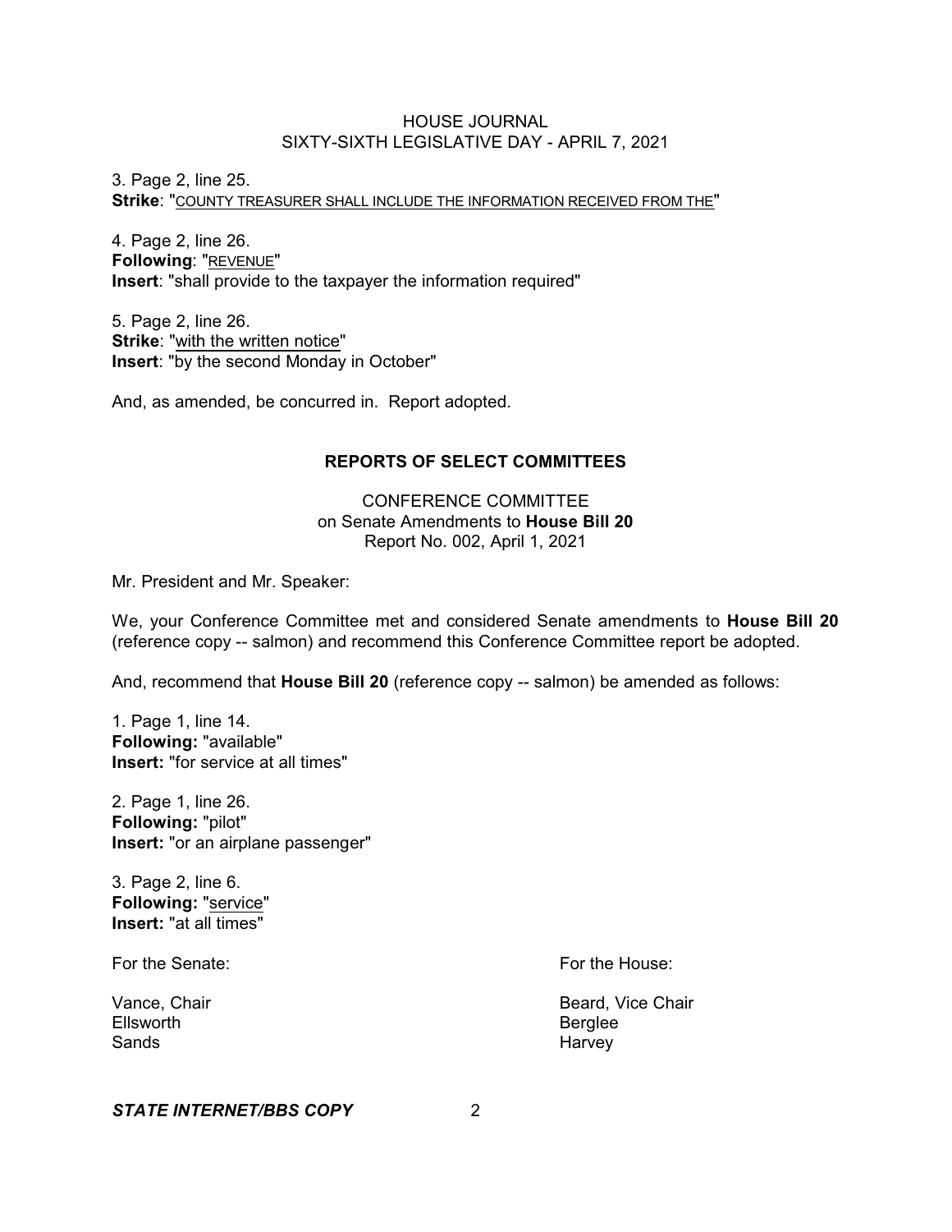3. Page 2, line 25.
**Strike**: "COUNTY TREASURER SHALL INCLUDE THE INFORMATION RECEIVED FROM THE"

4. Page 2, line 26.
**Following**: "REVENUE"
**Insert**: "shall provide to the taxpayer the information required"

5. Page 2, line 26.
**Strike**: "with the written notice"
**Insert**: "by the second Monday in October"

And, as amended, be concurred in. Report adopted.

## REPORTS OF SELECT COMMITTEES

CONFERENCE COMMITTEE
on Senate Amendments to **House Bill 20**
Report No. 002, April 1, 2021

Mr. President and Mr. Speaker:

We, your Conference Committee met and considered Senate amendments to **House Bill 20** (reference copy -- salmon) and recommend this Conference Committee report be adopted.

And, recommend that **House Bill 20** (reference copy -- salmon) be amended as follows:

1. Page 1, line 14.
**Following:** "available"
**Insert:** "for service at all times"

2. Page 1, line 26.
**Following:** "pilot"
**Insert:** "or an airplane passenger"

3. Page 2, line 6.
**Following:** "service"
**Insert:** "at all times"

| For the Senate: | For the House: |
|---|---|
| Vance, Chair | Beard, Vice Chair |
| Ellsworth | Berglee |
| Sands | Harvey |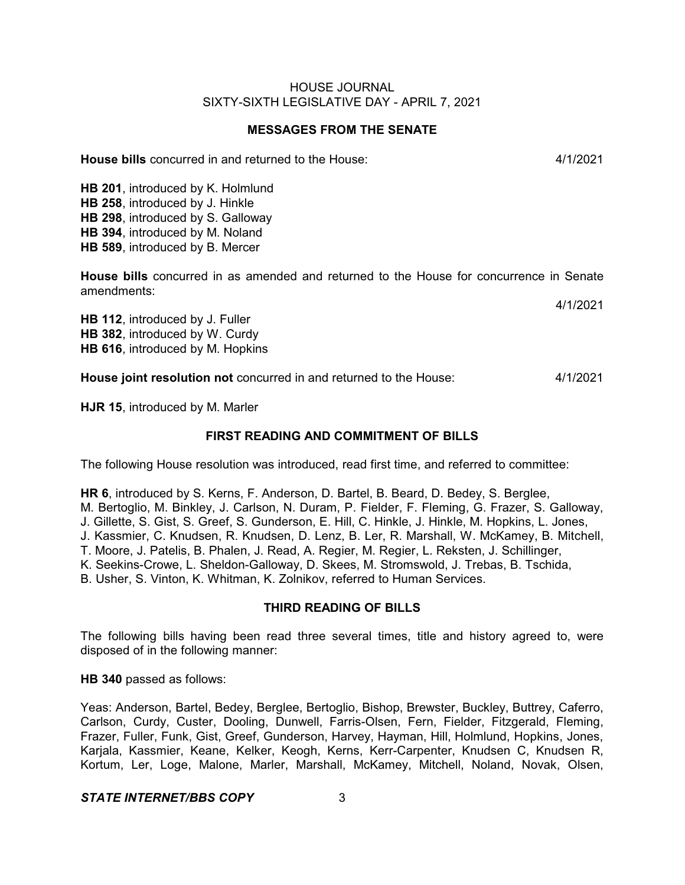## MESSAGES FROM THE SENATE

**House bills** concurred in and returned to the House: 4/1/2021

**HB 201**, introduced by K. Holmlund
**HB 258**, introduced by J. Hinkle
**HB 298**, introduced by S. Galloway
**HB 394**, introduced by M. Noland
**HB 589**, introduced by B. Mercer

**House bills** concurred in as amended and returned to the House for concurrence in Senate amendments:

4/1/2021

**HB 112**, introduced by J. Fuller
**HB 382**, introduced by W. Curdy
**HB 616**, introduced by M. Hopkins

**House joint resolution not** concurred in and returned to the House: 4/1/2021

**HJR 15**, introduced by M. Marler

## FIRST READING AND COMMITMENT OF BILLS

The following House resolution was introduced, read first time, and referred to committee:

**HR 6**, introduced by S. Kerns, F. Anderson, D. Bartel, B. Beard, D. Bedey, S. Berglee, M. Bertoglio, M. Binkley, J. Carlson, N. Duram, P. Fielder, F. Fleming, G. Frazer, S. Galloway, J. Gillette, S. Gist, S. Greef, S. Gunderson, E. Hill, C. Hinkle, J. Hinkle, M. Hopkins, L. Jones, J. Kassmier, C. Knudsen, R. Knudsen, D. Lenz, B. Ler, R. Marshall, W. McKamey, B. Mitchell, T. Moore, J. Patelis, B. Phalen, J. Read, A. Regier, M. Regier, L. Reksten, J. Schillinger, K. Seekins-Crowe, L. Sheldon-Galloway, D. Skees, M. Stromswold, J. Trebas, B. Tschida, B. Usher, S. Vinton, K. Whitman, K. Zolnikov, referred to Human Services.

## THIRD READING OF BILLS

The following bills having been read three several times, title and history agreed to, were disposed of in the following manner:

**HB 340** passed as follows:

Yeas: Anderson, Bartel, Bedey, Berglee, Bertoglio, Bishop, Brewster, Buckley, Buttrey, Caferro, Carlson, Curdy, Custer, Dooling, Dunwell, Farris-Olsen, Fern, Fielder, Fitzgerald, Fleming, Frazer, Fuller, Funk, Gist, Greef, Gunderson, Harvey, Hayman, Hill, Holmlund, Hopkins, Jones, Karjala, Kassmier, Keane, Kelker, Keogh, Kerns, Kerr-Carpenter, Knudsen C, Knudsen R, Kortum, Ler, Loge, Malone, Marler, Marshall, McKamey, Mitchell, Noland, Novak, Olsen,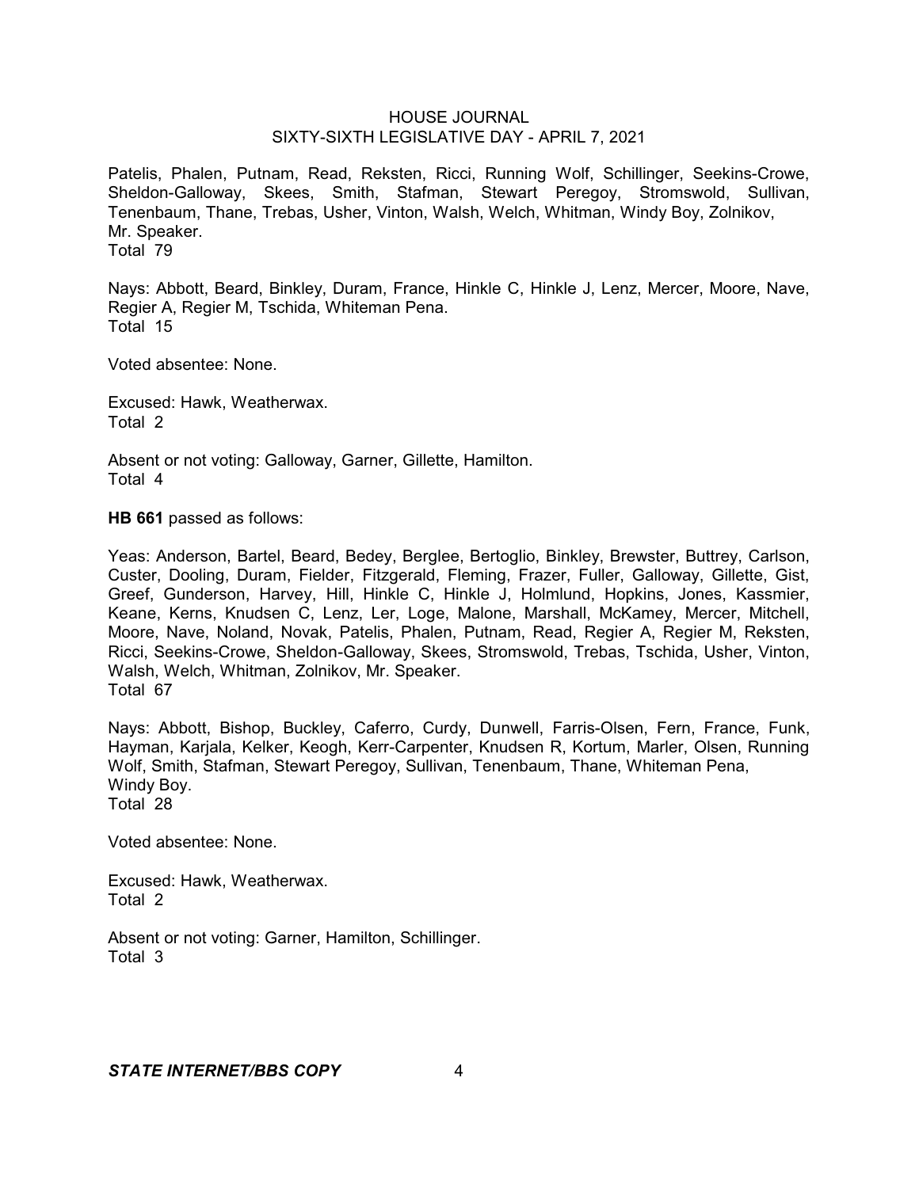Patelis, Phalen, Putnam, Read, Reksten, Ricci, Running Wolf, Schillinger, Seekins-Crowe, Sheldon-Galloway, Skees, Smith, Stafman, Stewart Peregoy, Stromswold, Sullivan, Tenenbaum, Thane, Trebas, Usher, Vinton, Walsh, Welch, Whitman, Windy Boy, Zolnikov, Mr. Speaker.
Total 79

Nays: Abbott, Beard, Binkley, Duram, France, Hinkle C, Hinkle J, Lenz, Mercer, Moore, Nave, Regier A, Regier M, Tschida, Whiteman Pena.
Total 15

Voted absentee: None.

Excused: Hawk, Weatherwax.
Total 2

Absent or not voting: Galloway, Garner, Gillette, Hamilton.
Total 4

**HB 661** passed as follows:

Yeas: Anderson, Bartel, Beard, Bedey, Berglee, Bertoglio, Binkley, Brewster, Buttrey, Carlson, Custer, Dooling, Duram, Fielder, Fitzgerald, Fleming, Frazer, Fuller, Galloway, Gillette, Gist, Greef, Gunderson, Harvey, Hill, Hinkle C, Hinkle J, Holmlund, Hopkins, Jones, Kassmier, Keane, Kerns, Knudsen C, Lenz, Ler, Loge, Malone, Marshall, McKamey, Mercer, Mitchell, Moore, Nave, Noland, Novak, Patelis, Phalen, Putnam, Read, Regier A, Regier M, Reksten, Ricci, Seekins-Crowe, Sheldon-Galloway, Skees, Stromswold, Trebas, Tschida, Usher, Vinton, Walsh, Welch, Whitman, Zolnikov, Mr. Speaker.
Total 67

Nays: Abbott, Bishop, Buckley, Caferro, Curdy, Dunwell, Farris-Olsen, Fern, France, Funk, Hayman, Karjala, Kelker, Keogh, Kerr-Carpenter, Knudsen R, Kortum, Marler, Olsen, Running Wolf, Smith, Stafman, Stewart Peregoy, Sullivan, Tenenbaum, Thane, Whiteman Pena, Windy Boy.
Total 28

Voted absentee: None.

Excused: Hawk, Weatherwax.
Total 2

Absent or not voting: Garner, Hamilton, Schillinger.
Total 3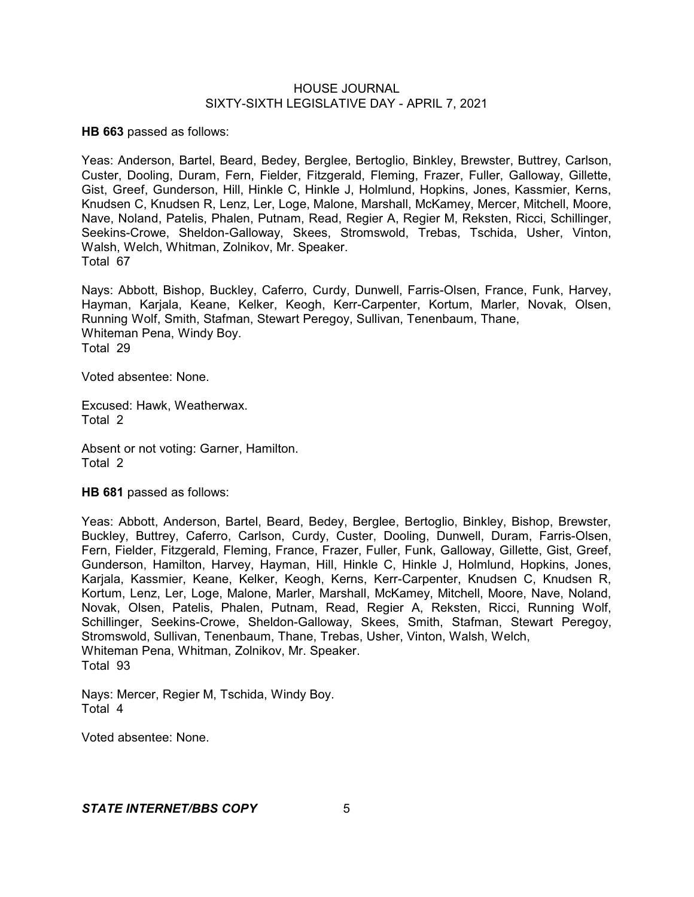**HB 663** passed as follows:

Yeas: Anderson, Bartel, Beard, Bedey, Berglee, Bertoglio, Binkley, Brewster, Buttrey, Carlson, Custer, Dooling, Duram, Fern, Fielder, Fitzgerald, Fleming, Frazer, Fuller, Galloway, Gillette, Gist, Greef, Gunderson, Hill, Hinkle C, Hinkle J, Holmlund, Hopkins, Jones, Kassmier, Kerns, Knudsen C, Knudsen R, Lenz, Ler, Loge, Malone, Marshall, McKamey, Mercer, Mitchell, Moore, Nave, Noland, Patelis, Phalen, Putnam, Read, Regier A, Regier M, Reksten, Ricci, Schillinger, Seekins-Crowe, Sheldon-Galloway, Skees, Stromswold, Trebas, Tschida, Usher, Vinton, Walsh, Welch, Whitman, Zolnikov, Mr. Speaker.
Total 67

Nays: Abbott, Bishop, Buckley, Caferro, Curdy, Dunwell, Farris-Olsen, France, Funk, Harvey, Hayman, Karjala, Keane, Kelker, Keogh, Kerr-Carpenter, Kortum, Marler, Novak, Olsen, Running Wolf, Smith, Stafman, Stewart Peregoy, Sullivan, Tenenbaum, Thane, Whiteman Pena, Windy Boy.
Total 29

Voted absentee: None.

Excused: Hawk, Weatherwax.
Total 2

Absent or not voting: Garner, Hamilton.
Total 2

**HB 681** passed as follows:

Yeas: Abbott, Anderson, Bartel, Beard, Bedey, Berglee, Bertoglio, Binkley, Bishop, Brewster, Buckley, Buttrey, Caferro, Carlson, Curdy, Custer, Dooling, Dunwell, Duram, Farris-Olsen, Fern, Fielder, Fitzgerald, Fleming, France, Frazer, Fuller, Funk, Galloway, Gillette, Gist, Greef, Gunderson, Hamilton, Harvey, Hayman, Hill, Hinkle C, Hinkle J, Holmlund, Hopkins, Jones, Karjala, Kassmier, Keane, Kelker, Keogh, Kerns, Kerr-Carpenter, Knudsen C, Knudsen R, Kortum, Lenz, Ler, Loge, Malone, Marler, Marshall, McKamey, Mitchell, Moore, Nave, Noland, Novak, Olsen, Patelis, Phalen, Putnam, Read, Regier A, Reksten, Ricci, Running Wolf, Schillinger, Seekins-Crowe, Sheldon-Galloway, Skees, Smith, Stafman, Stewart Peregoy, Stromswold, Sullivan, Tenenbaum, Thane, Trebas, Usher, Vinton, Walsh, Welch, Whiteman Pena, Whitman, Zolnikov, Mr. Speaker.
Total 93

Nays: Mercer, Regier M, Tschida, Windy Boy.
Total 4

Voted absentee: None.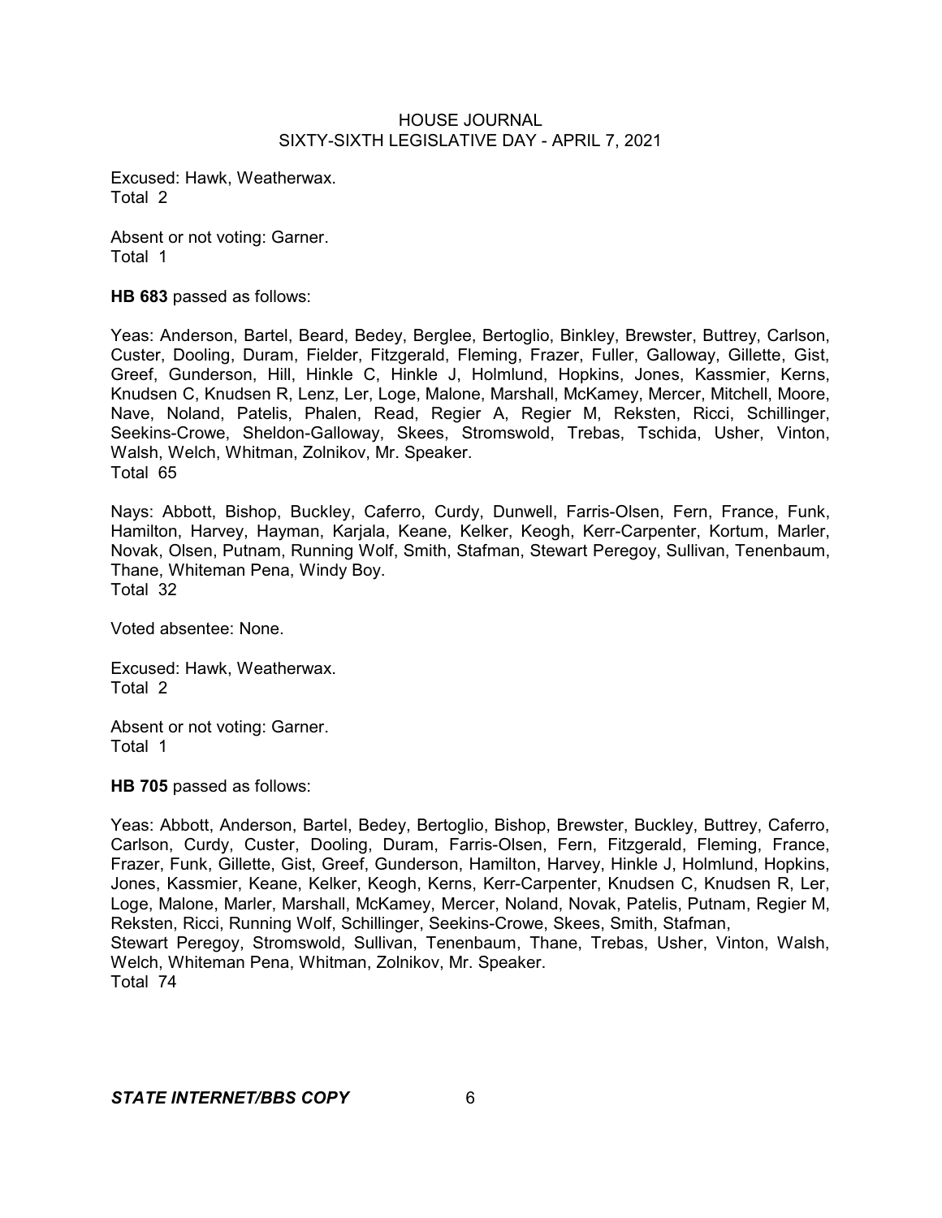Excused: Hawk, Weatherwax.
Total 2

Absent or not voting: Garner.
Total 1

**HB 683** passed as follows:

Yeas: Anderson, Bartel, Beard, Bedey, Berglee, Bertoglio, Binkley, Brewster, Buttrey, Carlson, Custer, Dooling, Duram, Fielder, Fitzgerald, Fleming, Frazer, Fuller, Galloway, Gillette, Gist, Greef, Gunderson, Hill, Hinkle C, Hinkle J, Holmlund, Hopkins, Jones, Kassmier, Kerns, Knudsen C, Knudsen R, Lenz, Ler, Loge, Malone, Marshall, McKamey, Mercer, Mitchell, Moore, Nave, Noland, Patelis, Phalen, Read, Regier A, Regier M, Reksten, Ricci, Schillinger, Seekins-Crowe, Sheldon-Galloway, Skees, Stromswold, Trebas, Tschida, Usher, Vinton, Walsh, Welch, Whitman, Zolnikov, Mr. Speaker.
Total 65

Nays: Abbott, Bishop, Buckley, Caferro, Curdy, Dunwell, Farris-Olsen, Fern, France, Funk, Hamilton, Harvey, Hayman, Karjala, Keane, Kelker, Keogh, Kerr-Carpenter, Kortum, Marler, Novak, Olsen, Putnam, Running Wolf, Smith, Stafman, Stewart Peregoy, Sullivan, Tenenbaum, Thane, Whiteman Pena, Windy Boy.
Total 32

Voted absentee: None.

Excused: Hawk, Weatherwax.
Total 2

Absent or not voting: Garner.
Total 1

**HB 705** passed as follows:

Yeas: Abbott, Anderson, Bartel, Bedey, Bertoglio, Bishop, Brewster, Buckley, Buttrey, Caferro, Carlson, Curdy, Custer, Dooling, Duram, Farris-Olsen, Fern, Fitzgerald, Fleming, France, Frazer, Funk, Gillette, Gist, Greef, Gunderson, Hamilton, Harvey, Hinkle J, Holmlund, Hopkins, Jones, Kassmier, Keane, Kelker, Keogh, Kerns, Kerr-Carpenter, Knudsen C, Knudsen R, Ler, Loge, Malone, Marler, Marshall, McKamey, Mercer, Noland, Novak, Patelis, Putnam, Regier M, Reksten, Ricci, Running Wolf, Schillinger, Seekins-Crowe, Skees, Smith, Stafman, Stewart Peregoy, Stromswold, Sullivan, Tenenbaum, Thane, Trebas, Usher, Vinton, Walsh, Welch, Whiteman Pena, Whitman, Zolnikov, Mr. Speaker.
Total 74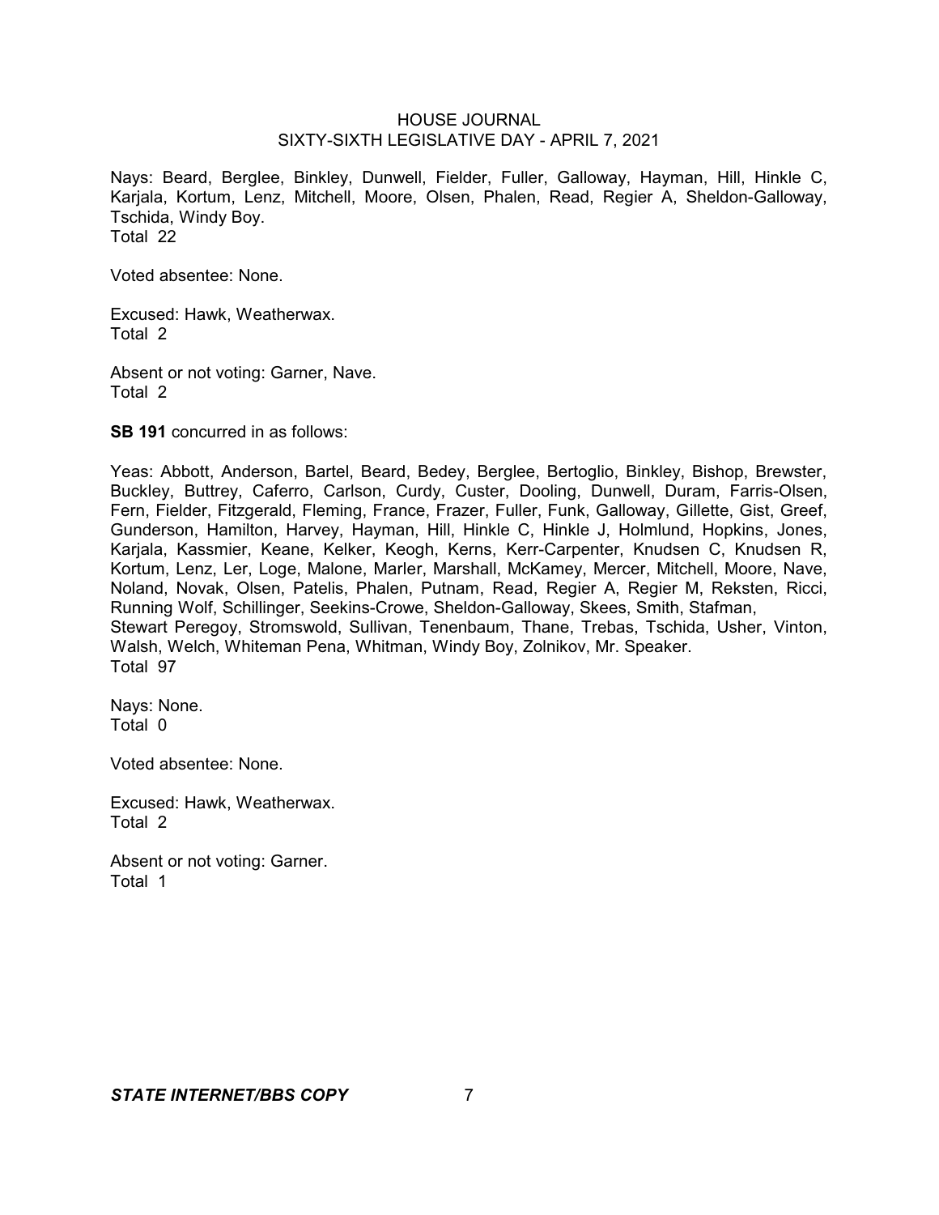Nays: Beard, Berglee, Binkley, Dunwell, Fielder, Fuller, Galloway, Hayman, Hill, Hinkle C, Karjala, Kortum, Lenz, Mitchell, Moore, Olsen, Phalen, Read, Regier A, Sheldon-Galloway, Tschida, Windy Boy.
Total 22

Voted absentee: None.

Excused: Hawk, Weatherwax.
Total 2

Absent or not voting: Garner, Nave.
Total 2

**SB 191** concurred in as follows:

Yeas: Abbott, Anderson, Bartel, Beard, Bedey, Berglee, Bertoglio, Binkley, Bishop, Brewster, Buckley, Buttrey, Caferro, Carlson, Curdy, Custer, Dooling, Dunwell, Duram, Farris-Olsen, Fern, Fielder, Fitzgerald, Fleming, France, Frazer, Fuller, Funk, Galloway, Gillette, Gist, Greef, Gunderson, Hamilton, Harvey, Hayman, Hill, Hinkle C, Hinkle J, Holmlund, Hopkins, Jones, Karjala, Kassmier, Keane, Kelker, Keogh, Kerns, Kerr-Carpenter, Knudsen C, Knudsen R, Kortum, Lenz, Ler, Loge, Malone, Marler, Marshall, McKamey, Mercer, Mitchell, Moore, Nave, Noland, Novak, Olsen, Patelis, Phalen, Putnam, Read, Regier A, Regier M, Reksten, Ricci, Running Wolf, Schillinger, Seekins-Crowe, Sheldon-Galloway, Skees, Smith, Stafman, Stewart Peregoy, Stromswold, Sullivan, Tenenbaum, Thane, Trebas, Tschida, Usher, Vinton, Walsh, Welch, Whiteman Pena, Whitman, Windy Boy, Zolnikov, Mr. Speaker.
Total 97

Nays: None.
Total 0

Voted absentee: None.

Excused: Hawk, Weatherwax.
Total 2

Absent or not voting: Garner.
Total 1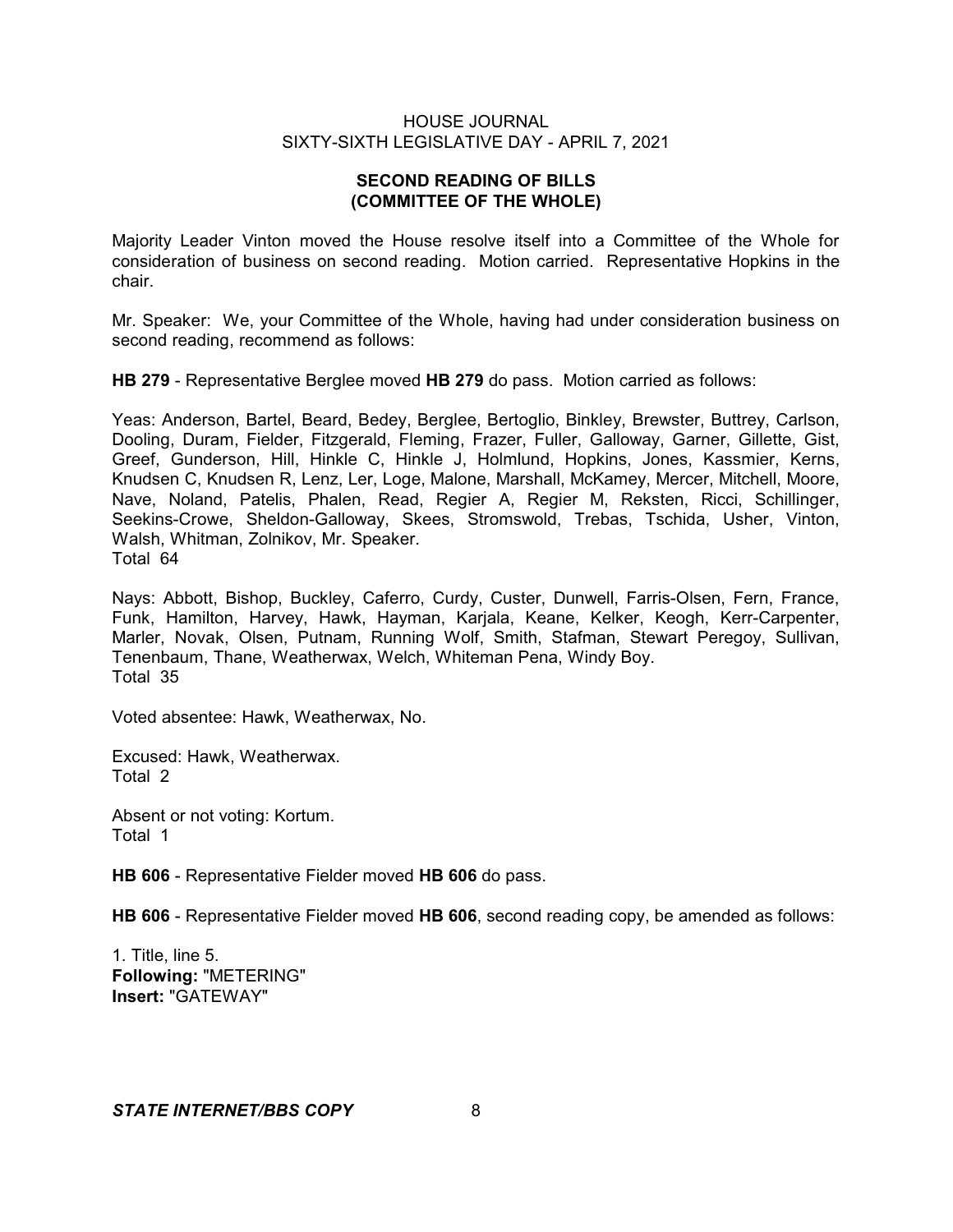## SECOND READING OF BILLS (COMMITTEE OF THE WHOLE)

Majority Leader Vinton moved the House resolve itself into a Committee of the Whole for consideration of business on second reading. Motion carried. Representative Hopkins in the chair.

Mr. Speaker: We, your Committee of the Whole, having had under consideration business on second reading, recommend as follows:

**HB 279** - Representative Berglee moved **HB 279** do pass. Motion carried as follows:

Yeas: Anderson, Bartel, Beard, Bedey, Berglee, Bertoglio, Binkley, Brewster, Buttrey, Carlson, Dooling, Duram, Fielder, Fitzgerald, Fleming, Frazer, Fuller, Galloway, Garner, Gillette, Gist, Greef, Gunderson, Hill, Hinkle C, Hinkle J, Holmlund, Hopkins, Jones, Kassmier, Kerns, Knudsen C, Knudsen R, Lenz, Ler, Loge, Malone, Marshall, McKamey, Mercer, Mitchell, Moore, Nave, Noland, Patelis, Phalen, Read, Regier A, Regier M, Reksten, Ricci, Schillinger, Seekins-Crowe, Sheldon-Galloway, Skees, Stromswold, Trebas, Tschida, Usher, Vinton, Walsh, Whitman, Zolnikov, Mr. Speaker.
Total 64

Nays: Abbott, Bishop, Buckley, Caferro, Curdy, Custer, Dunwell, Farris-Olsen, Fern, France, Funk, Hamilton, Harvey, Hawk, Hayman, Karjala, Keane, Kelker, Keogh, Kerr-Carpenter, Marler, Novak, Olsen, Putnam, Running Wolf, Smith, Stafman, Stewart Peregoy, Sullivan, Tenenbaum, Thane, Weatherwax, Welch, Whiteman Pena, Windy Boy.
Total 35

Voted absentee: Hawk, Weatherwax, No.

Excused: Hawk, Weatherwax.
Total 2

Absent or not voting: Kortum.
Total 1

**HB 606** - Representative Fielder moved **HB 606** do pass.

**HB 606** - Representative Fielder moved **HB 606**, second reading copy, be amended as follows:

1. Title, line 5.
**Following:** "METERING"
**Insert:** "GATEWAY"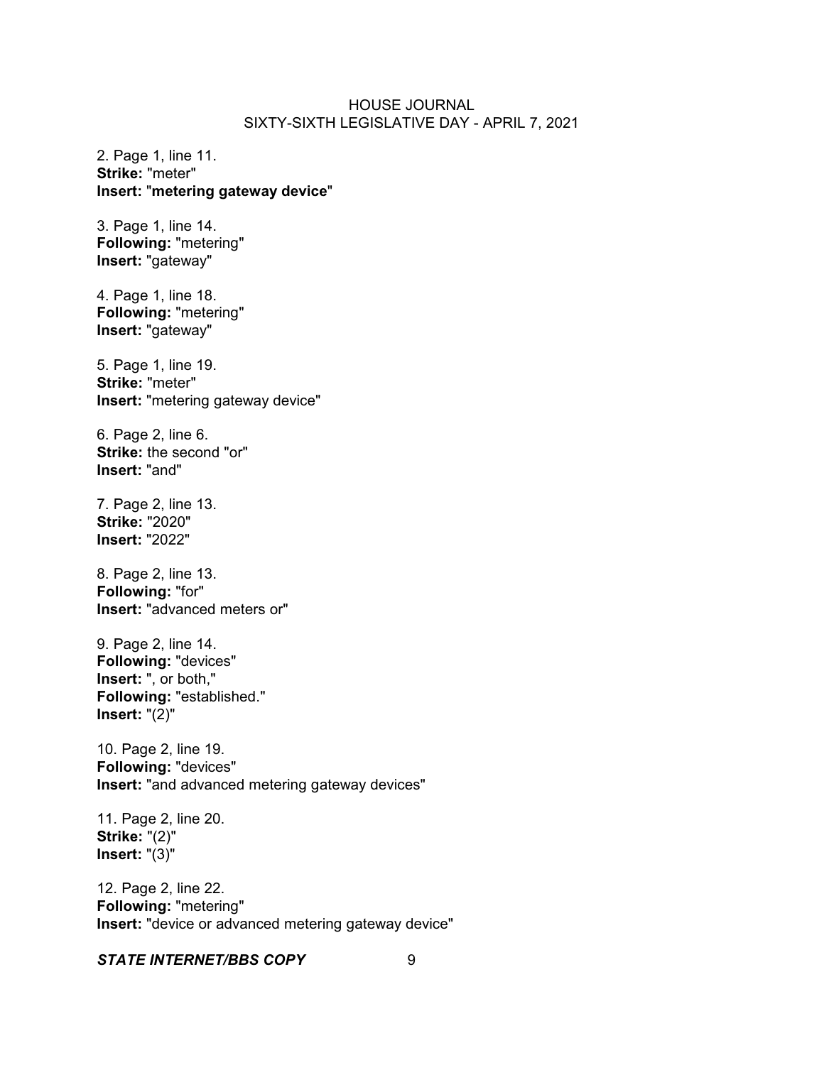2. Page 1, line 11.
**Strike:** "meter"
**Insert:** "**metering gateway device**"

3. Page 1, line 14.
**Following:** "metering"
**Insert:** "gateway"

4. Page 1, line 18.
**Following:** "metering"
**Insert:** "gateway"

5. Page 1, line 19.
**Strike:** "meter"
**Insert:** "metering gateway device"

6. Page 2, line 6.
**Strike:** the second "or"
**Insert:** "and"

7. Page 2, line 13.
**Strike:** "2020"
**Insert:** "2022"

8. Page 2, line 13.
**Following:** "for"
**Insert:** "advanced meters or"

9. Page 2, line 14.
**Following:** "devices"
**Insert:** ", or both,"
**Following:** "established."
**Insert:** "(2)"

10. Page 2, line 19.
**Following:** "devices"
**Insert:** "and advanced metering gateway devices"

11. Page 2, line 20.
**Strike:** "(2)"
**Insert:** "(3)"

12. Page 2, line 22.
**Following:** "metering"
**Insert:** "device or advanced metering gateway device"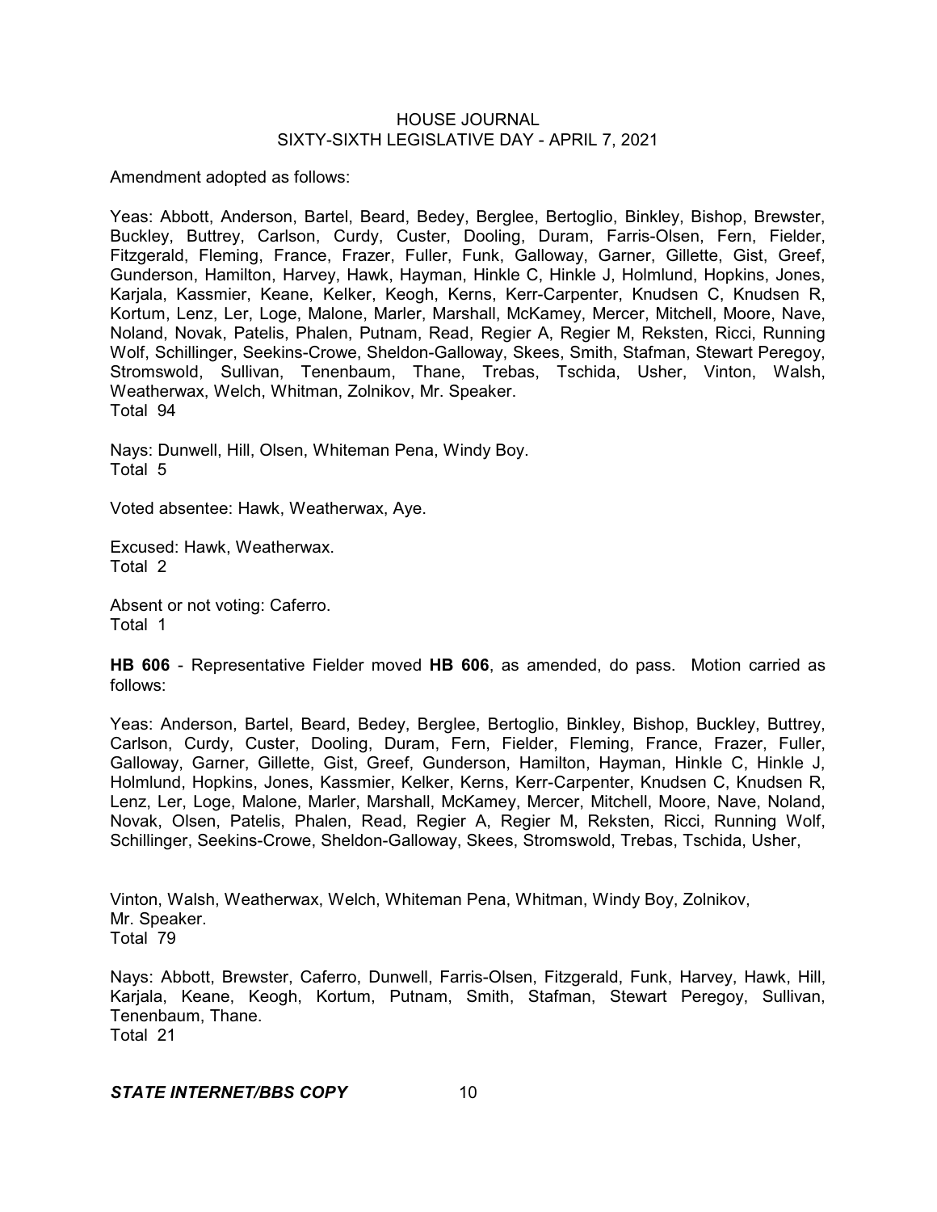Amendment adopted as follows:

Yeas: Abbott, Anderson, Bartel, Beard, Bedey, Berglee, Bertoglio, Binkley, Bishop, Brewster, Buckley, Buttrey, Carlson, Curdy, Custer, Dooling, Duram, Farris-Olsen, Fern, Fielder, Fitzgerald, Fleming, France, Frazer, Fuller, Funk, Galloway, Garner, Gillette, Gist, Greef, Gunderson, Hamilton, Harvey, Hawk, Hayman, Hinkle C, Hinkle J, Holmlund, Hopkins, Jones, Karjala, Kassmier, Keane, Kelker, Keogh, Kerns, Kerr-Carpenter, Knudsen C, Knudsen R, Kortum, Lenz, Ler, Loge, Malone, Marler, Marshall, McKamey, Mercer, Mitchell, Moore, Nave, Noland, Novak, Patelis, Phalen, Putnam, Read, Regier A, Regier M, Reksten, Ricci, Running Wolf, Schillinger, Seekins-Crowe, Sheldon-Galloway, Skees, Smith, Stafman, Stewart Peregoy, Stromswold, Sullivan, Tenenbaum, Thane, Trebas, Tschida, Usher, Vinton, Walsh, Weatherwax, Welch, Whitman, Zolnikov, Mr. Speaker.
Total 94

Nays: Dunwell, Hill, Olsen, Whiteman Pena, Windy Boy.
Total 5

Voted absentee: Hawk, Weatherwax, Aye.

Excused: Hawk, Weatherwax.
Total 2

Absent or not voting: Caferro.
Total 1

**HB 606** - Representative Fielder moved **HB 606**, as amended, do pass. Motion carried as follows:

Yeas: Anderson, Bartel, Beard, Bedey, Berglee, Bertoglio, Binkley, Bishop, Buckley, Buttrey, Carlson, Curdy, Custer, Dooling, Duram, Fern, Fielder, Fleming, France, Frazer, Fuller, Galloway, Garner, Gillette, Gist, Greef, Gunderson, Hamilton, Hayman, Hinkle C, Hinkle J, Holmlund, Hopkins, Jones, Kassmier, Kelker, Kerns, Kerr-Carpenter, Knudsen C, Knudsen R, Lenz, Ler, Loge, Malone, Marler, Marshall, McKamey, Mercer, Mitchell, Moore, Nave, Noland, Novak, Olsen, Patelis, Phalen, Read, Regier A, Regier M, Reksten, Ricci, Running Wolf, Schillinger, Seekins-Crowe, Sheldon-Galloway, Skees, Stromswold, Trebas, Tschida, Usher, Vinton, Walsh, Weatherwax, Welch, Whiteman Pena, Whitman, Windy Boy, Zolnikov, Mr. Speaker.
Total 79

Nays: Abbott, Brewster, Caferro, Dunwell, Farris-Olsen, Fitzgerald, Funk, Harvey, Hawk, Hill, Karjala, Keane, Keogh, Kortum, Putnam, Smith, Stafman, Stewart Peregoy, Sullivan, Tenenbaum, Thane.
Total 21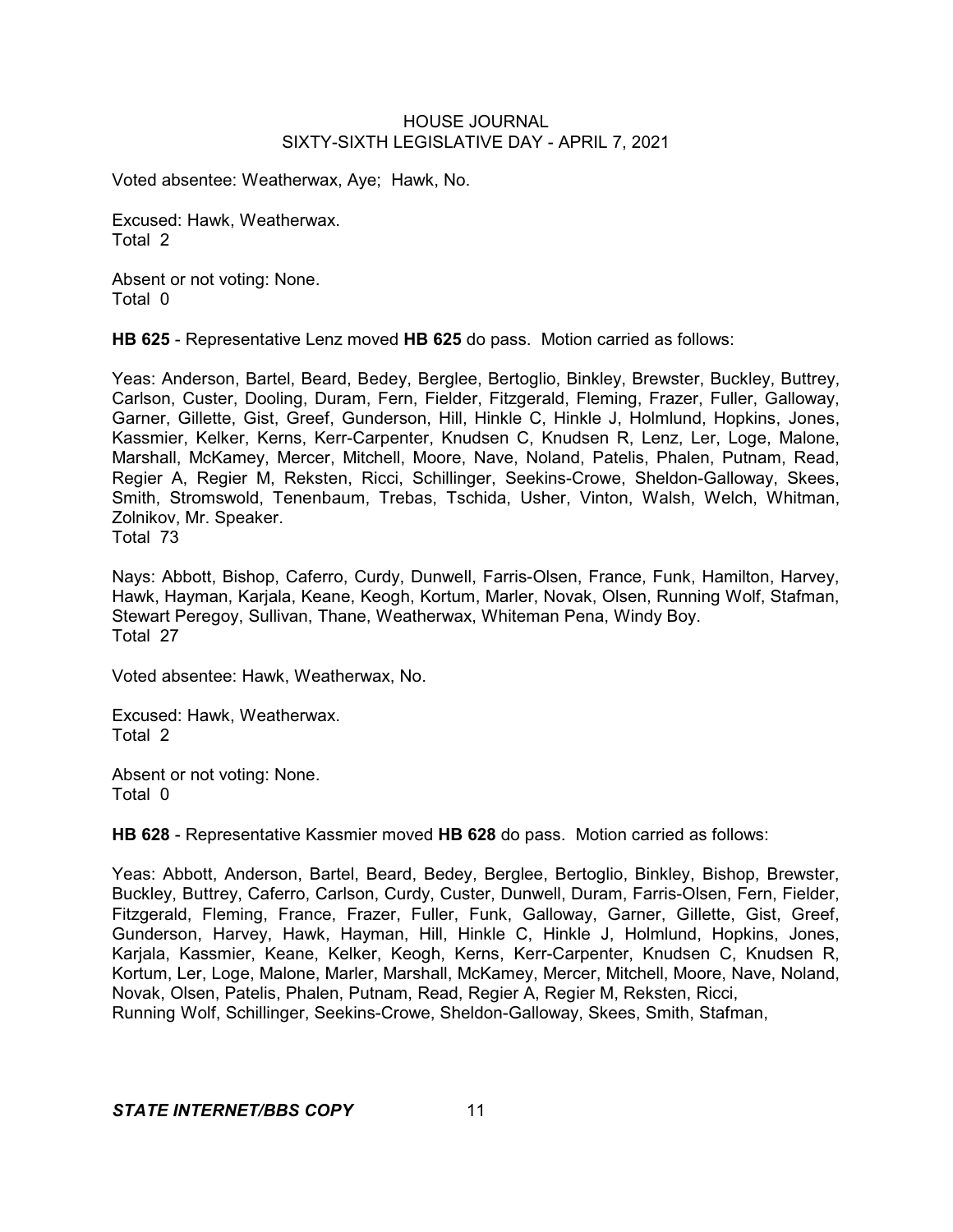Voted absentee: Weatherwax, Aye; Hawk, No.

Excused: Hawk, Weatherwax.
Total 2

Absent or not voting: None.
Total 0

**HB 625** - Representative Lenz moved **HB 625** do pass. Motion carried as follows:

Yeas: Anderson, Bartel, Beard, Bedey, Berglee, Bertoglio, Binkley, Brewster, Buckley, Buttrey, Carlson, Custer, Dooling, Duram, Fern, Fielder, Fitzgerald, Fleming, Frazer, Fuller, Galloway, Garner, Gillette, Gist, Greef, Gunderson, Hill, Hinkle C, Hinkle J, Holmlund, Hopkins, Jones, Kassmier, Kelker, Kerns, Kerr-Carpenter, Knudsen C, Knudsen R, Lenz, Ler, Loge, Malone, Marshall, McKamey, Mercer, Mitchell, Moore, Nave, Noland, Patelis, Phalen, Putnam, Read, Regier A, Regier M, Reksten, Ricci, Schillinger, Seekins-Crowe, Sheldon-Galloway, Skees, Smith, Stromswold, Tenenbaum, Trebas, Tschida, Usher, Vinton, Walsh, Welch, Whitman, Zolnikov, Mr. Speaker.
Total 73

Nays: Abbott, Bishop, Caferro, Curdy, Dunwell, Farris-Olsen, France, Funk, Hamilton, Harvey, Hawk, Hayman, Karjala, Keane, Keogh, Kortum, Marler, Novak, Olsen, Running Wolf, Stafman, Stewart Peregoy, Sullivan, Thane, Weatherwax, Whiteman Pena, Windy Boy.
Total 27

Voted absentee: Hawk, Weatherwax, No.

Excused: Hawk, Weatherwax.
Total 2

Absent or not voting: None.
Total 0

**HB 628** - Representative Kassmier moved **HB 628** do pass. Motion carried as follows:

Yeas: Abbott, Anderson, Bartel, Beard, Bedey, Berglee, Bertoglio, Binkley, Bishop, Brewster, Buckley, Buttrey, Caferro, Carlson, Curdy, Custer, Dunwell, Duram, Farris-Olsen, Fern, Fielder, Fitzgerald, Fleming, France, Frazer, Fuller, Funk, Galloway, Garner, Gillette, Gist, Greef, Gunderson, Harvey, Hawk, Hayman, Hill, Hinkle C, Hinkle J, Holmlund, Hopkins, Jones, Karjala, Kassmier, Keane, Kelker, Keogh, Kerns, Kerr-Carpenter, Knudsen C, Knudsen R, Kortum, Ler, Loge, Malone, Marler, Marshall, McKamey, Mercer, Mitchell, Moore, Nave, Noland, Novak, Olsen, Patelis, Phalen, Putnam, Read, Regier A, Regier M, Reksten, Ricci, Running Wolf, Schillinger, Seekins-Crowe, Sheldon-Galloway, Skees, Smith, Stafman,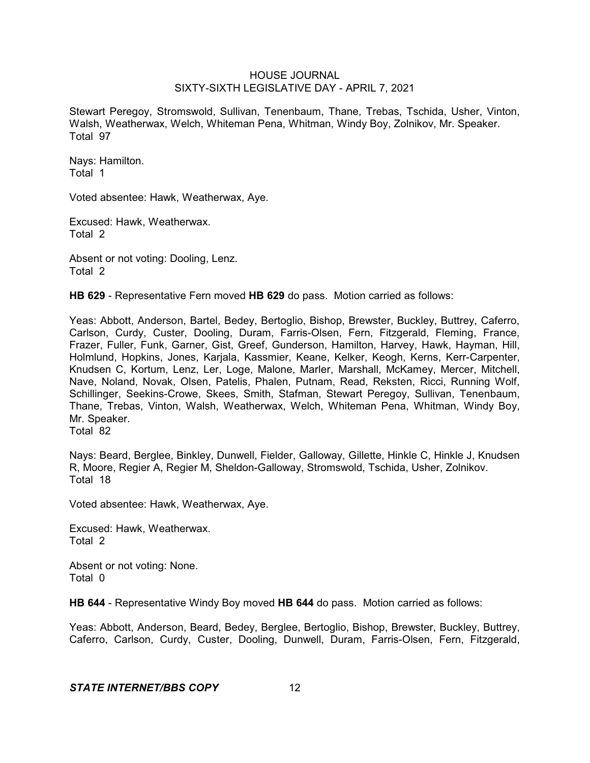Stewart Peregoy, Stromswold, Sullivan, Tenenbaum, Thane, Trebas, Tschida, Usher, Vinton, Walsh, Weatherwax, Welch, Whiteman Pena, Whitman, Windy Boy, Zolnikov, Mr. Speaker.
Total 97

Nays: Hamilton.
Total 1

Voted absentee: Hawk, Weatherwax, Aye.

Excused: Hawk, Weatherwax.
Total 2

Absent or not voting: Dooling, Lenz.
Total 2

**HB 629** - Representative Fern moved **HB 629** do pass. Motion carried as follows:

Yeas: Abbott, Anderson, Bartel, Bedey, Bertoglio, Bishop, Brewster, Buckley, Buttrey, Caferro, Carlson, Curdy, Custer, Dooling, Duram, Farris-Olsen, Fern, Fitzgerald, Fleming, France, Frazer, Fuller, Funk, Garner, Gist, Greef, Gunderson, Hamilton, Harvey, Hawk, Hayman, Hill, Holmlund, Hopkins, Jones, Karjala, Kassmier, Keane, Kelker, Keogh, Kerns, Kerr-Carpenter, Knudsen C, Kortum, Lenz, Ler, Loge, Malone, Marler, Marshall, McKamey, Mercer, Mitchell, Nave, Noland, Novak, Olsen, Patelis, Phalen, Putnam, Read, Reksten, Ricci, Running Wolf, Schillinger, Seekins-Crowe, Skees, Smith, Stafman, Stewart Peregoy, Sullivan, Tenenbaum, Thane, Trebas, Vinton, Walsh, Weatherwax, Welch, Whiteman Pena, Whitman, Windy Boy, Mr. Speaker.
Total 82

Nays: Beard, Berglee, Binkley, Dunwell, Fielder, Galloway, Gillette, Hinkle C, Hinkle J, Knudsen R, Moore, Regier A, Regier M, Sheldon-Galloway, Stromswold, Tschida, Usher, Zolnikov.
Total 18

Voted absentee: Hawk, Weatherwax, Aye.

Excused: Hawk, Weatherwax.
Total 2

Absent or not voting: None.
Total 0

**HB 644** - Representative Windy Boy moved **HB 644** do pass. Motion carried as follows:

Yeas: Abbott, Anderson, Beard, Bedey, Berglee, Bertoglio, Bishop, Brewster, Buckley, Buttrey, Caferro, Carlson, Curdy, Custer, Dooling, Dunwell, Duram, Farris-Olsen, Fern, Fitzgerald,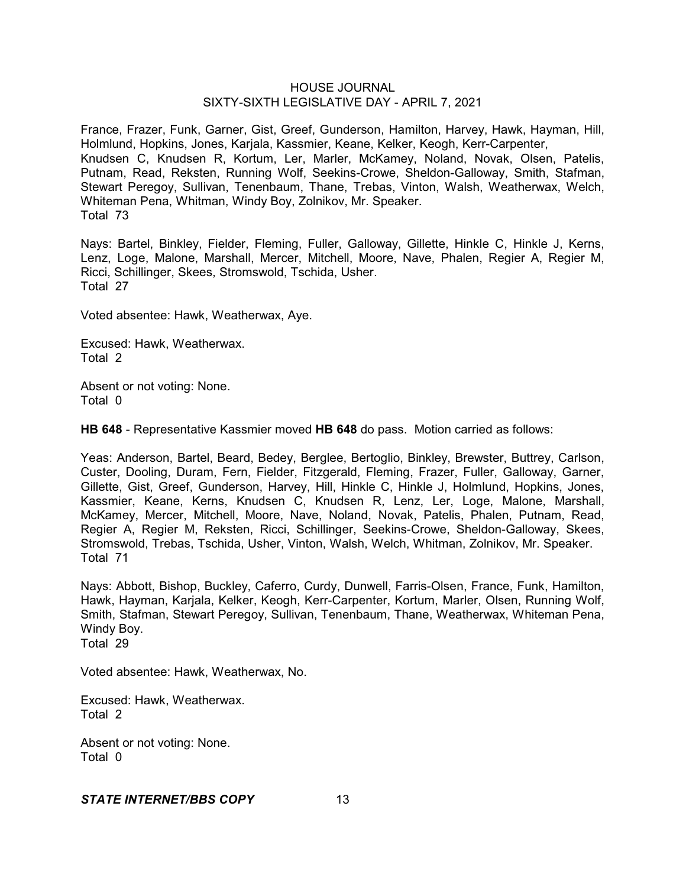France, Frazer, Funk, Garner, Gist, Greef, Gunderson, Hamilton, Harvey, Hawk, Hayman, Hill, Holmlund, Hopkins, Jones, Karjala, Kassmier, Keane, Kelker, Keogh, Kerr-Carpenter, Knudsen C, Knudsen R, Kortum, Ler, Marler, McKamey, Noland, Novak, Olsen, Patelis, Putnam, Read, Reksten, Running Wolf, Seekins-Crowe, Sheldon-Galloway, Smith, Stafman, Stewart Peregoy, Sullivan, Tenenbaum, Thane, Trebas, Vinton, Walsh, Weatherwax, Welch, Whiteman Pena, Whitman, Windy Boy, Zolnikov, Mr. Speaker.
Total 73

Nays: Bartel, Binkley, Fielder, Fleming, Fuller, Galloway, Gillette, Hinkle C, Hinkle J, Kerns, Lenz, Loge, Malone, Marshall, Mercer, Mitchell, Moore, Nave, Phalen, Regier A, Regier M, Ricci, Schillinger, Skees, Stromswold, Tschida, Usher.
Total 27

Voted absentee: Hawk, Weatherwax, Aye.

Excused: Hawk, Weatherwax.
Total 2

Absent or not voting: None.
Total 0

**HB 648** - Representative Kassmier moved **HB 648** do pass. Motion carried as follows:

Yeas: Anderson, Bartel, Beard, Bedey, Berglee, Bertoglio, Binkley, Brewster, Buttrey, Carlson, Custer, Dooling, Duram, Fern, Fielder, Fitzgerald, Fleming, Frazer, Fuller, Galloway, Garner, Gillette, Gist, Greef, Gunderson, Harvey, Hill, Hinkle C, Hinkle J, Holmlund, Hopkins, Jones, Kassmier, Keane, Kerns, Knudsen C, Knudsen R, Lenz, Ler, Loge, Malone, Marshall, McKamey, Mercer, Mitchell, Moore, Nave, Noland, Novak, Patelis, Phalen, Putnam, Read, Regier A, Regier M, Reksten, Ricci, Schillinger, Seekins-Crowe, Sheldon-Galloway, Skees, Stromswold, Trebas, Tschida, Usher, Vinton, Walsh, Welch, Whitman, Zolnikov, Mr. Speaker.
Total 71

Nays: Abbott, Bishop, Buckley, Caferro, Curdy, Dunwell, Farris-Olsen, France, Funk, Hamilton, Hawk, Hayman, Karjala, Kelker, Keogh, Kerr-Carpenter, Kortum, Marler, Olsen, Running Wolf, Smith, Stafman, Stewart Peregoy, Sullivan, Tenenbaum, Thane, Weatherwax, Whiteman Pena, Windy Boy.
Total 29

Voted absentee: Hawk, Weatherwax, No.

Excused: Hawk, Weatherwax.
Total 2

Absent or not voting: None.
Total 0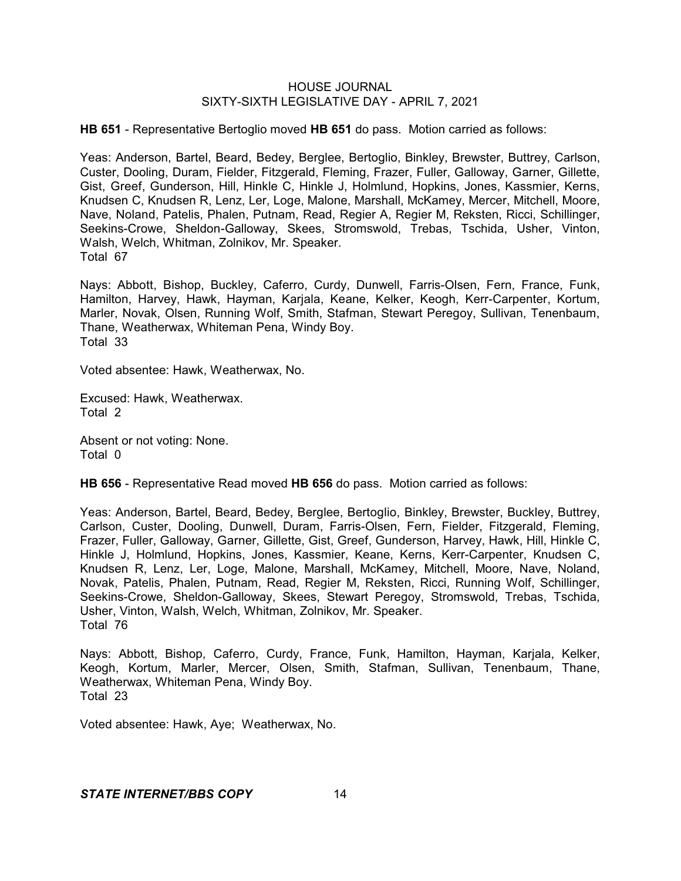**HB 651** - Representative Bertoglio moved **HB 651** do pass. Motion carried as follows:

Yeas: Anderson, Bartel, Beard, Bedey, Berglee, Bertoglio, Binkley, Brewster, Buttrey, Carlson, Custer, Dooling, Duram, Fielder, Fitzgerald, Fleming, Frazer, Fuller, Galloway, Garner, Gillette, Gist, Greef, Gunderson, Hill, Hinkle C, Hinkle J, Holmlund, Hopkins, Jones, Kassmier, Kerns, Knudsen C, Knudsen R, Lenz, Ler, Loge, Malone, Marshall, McKamey, Mercer, Mitchell, Moore, Nave, Noland, Patelis, Phalen, Putnam, Read, Regier A, Regier M, Reksten, Ricci, Schillinger, Seekins-Crowe, Sheldon-Galloway, Skees, Stromswold, Trebas, Tschida, Usher, Vinton, Walsh, Welch, Whitman, Zolnikov, Mr. Speaker.
Total 67

Nays: Abbott, Bishop, Buckley, Caferro, Curdy, Dunwell, Farris-Olsen, Fern, France, Funk, Hamilton, Harvey, Hawk, Hayman, Karjala, Keane, Kelker, Keogh, Kerr-Carpenter, Kortum, Marler, Novak, Olsen, Running Wolf, Smith, Stafman, Stewart Peregoy, Sullivan, Tenenbaum, Thane, Weatherwax, Whiteman Pena, Windy Boy.
Total 33

Voted absentee: Hawk, Weatherwax, No.

Excused: Hawk, Weatherwax.
Total 2

Absent or not voting: None.
Total 0

**HB 656** - Representative Read moved **HB 656** do pass. Motion carried as follows:

Yeas: Anderson, Bartel, Beard, Bedey, Berglee, Bertoglio, Binkley, Brewster, Buckley, Buttrey, Carlson, Custer, Dooling, Dunwell, Duram, Farris-Olsen, Fern, Fielder, Fitzgerald, Fleming, Frazer, Fuller, Galloway, Garner, Gillette, Gist, Greef, Gunderson, Harvey, Hawk, Hill, Hinkle C, Hinkle J, Holmlund, Hopkins, Jones, Kassmier, Keane, Kerns, Kerr-Carpenter, Knudsen C, Knudsen R, Lenz, Ler, Loge, Malone, Marshall, McKamey, Mitchell, Moore, Nave, Noland, Novak, Patelis, Phalen, Putnam, Read, Regier M, Reksten, Ricci, Running Wolf, Schillinger, Seekins-Crowe, Sheldon-Galloway, Skees, Stewart Peregoy, Stromswold, Trebas, Tschida, Usher, Vinton, Walsh, Welch, Whitman, Zolnikov, Mr. Speaker.
Total 76

Nays: Abbott, Bishop, Caferro, Curdy, France, Funk, Hamilton, Hayman, Karjala, Kelker, Keogh, Kortum, Marler, Mercer, Olsen, Smith, Stafman, Sullivan, Tenenbaum, Thane, Weatherwax, Whiteman Pena, Windy Boy.
Total 23

Voted absentee: Hawk, Aye; Weatherwax, No.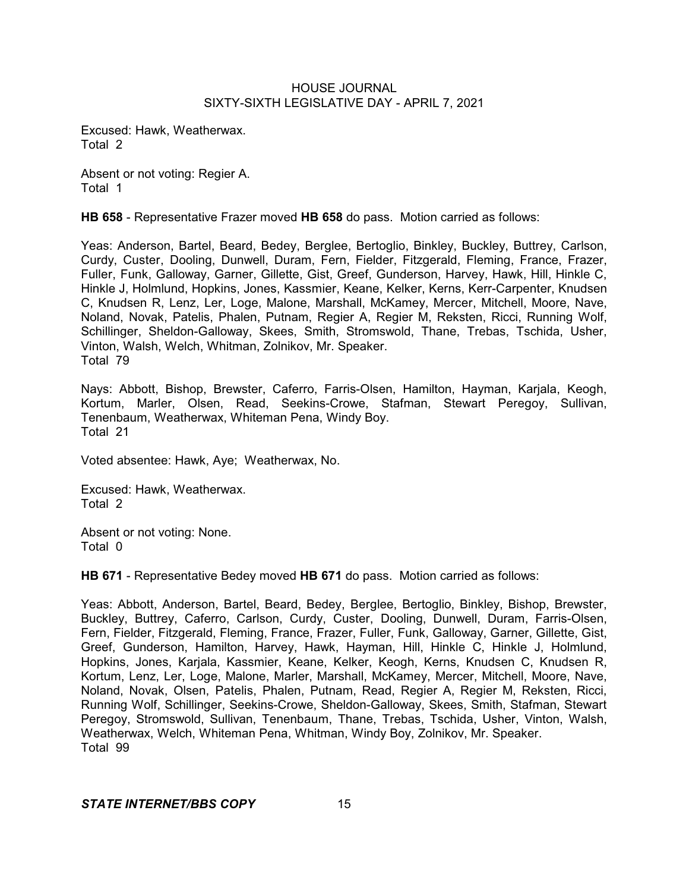Excused: Hawk, Weatherwax.
Total 2

Absent or not voting: Regier A.
Total 1

**HB 658** - Representative Frazer moved **HB 658** do pass. Motion carried as follows:

Yeas: Anderson, Bartel, Beard, Bedey, Berglee, Bertoglio, Binkley, Buckley, Buttrey, Carlson, Curdy, Custer, Dooling, Dunwell, Duram, Fern, Fielder, Fitzgerald, Fleming, France, Frazer, Fuller, Funk, Galloway, Garner, Gillette, Gist, Greef, Gunderson, Harvey, Hawk, Hill, Hinkle C, Hinkle J, Holmlund, Hopkins, Jones, Kassmier, Keane, Kelker, Kerns, Kerr-Carpenter, Knudsen C, Knudsen R, Lenz, Ler, Loge, Malone, Marshall, McKamey, Mercer, Mitchell, Moore, Nave, Noland, Novak, Patelis, Phalen, Putnam, Regier A, Regier M, Reksten, Ricci, Running Wolf, Schillinger, Sheldon-Galloway, Skees, Smith, Stromswold, Thane, Trebas, Tschida, Usher, Vinton, Walsh, Welch, Whitman, Zolnikov, Mr. Speaker.
Total 79

Nays: Abbott, Bishop, Brewster, Caferro, Farris-Olsen, Hamilton, Hayman, Karjala, Keogh, Kortum, Marler, Olsen, Read, Seekins-Crowe, Stafman, Stewart Peregoy, Sullivan, Tenenbaum, Weatherwax, Whiteman Pena, Windy Boy.
Total 21

Voted absentee: Hawk, Aye; Weatherwax, No.

Excused: Hawk, Weatherwax.
Total 2

Absent or not voting: None.
Total 0

**HB 671** - Representative Bedey moved **HB 671** do pass. Motion carried as follows:

Yeas: Abbott, Anderson, Bartel, Beard, Bedey, Berglee, Bertoglio, Binkley, Bishop, Brewster, Buckley, Buttrey, Caferro, Carlson, Curdy, Custer, Dooling, Dunwell, Duram, Farris-Olsen, Fern, Fielder, Fitzgerald, Fleming, France, Frazer, Fuller, Funk, Galloway, Garner, Gillette, Gist, Greef, Gunderson, Hamilton, Harvey, Hawk, Hayman, Hill, Hinkle C, Hinkle J, Holmlund, Hopkins, Jones, Karjala, Kassmier, Keane, Kelker, Keogh, Kerns, Knudsen C, Knudsen R, Kortum, Lenz, Ler, Loge, Malone, Marler, Marshall, McKamey, Mercer, Mitchell, Moore, Nave, Noland, Novak, Olsen, Patelis, Phalen, Putnam, Read, Regier A, Regier M, Reksten, Ricci, Running Wolf, Schillinger, Seekins-Crowe, Sheldon-Galloway, Skees, Smith, Stafman, Stewart Peregoy, Stromswold, Sullivan, Tenenbaum, Thane, Trebas, Tschida, Usher, Vinton, Walsh, Weatherwax, Welch, Whiteman Pena, Whitman, Windy Boy, Zolnikov, Mr. Speaker.
Total 99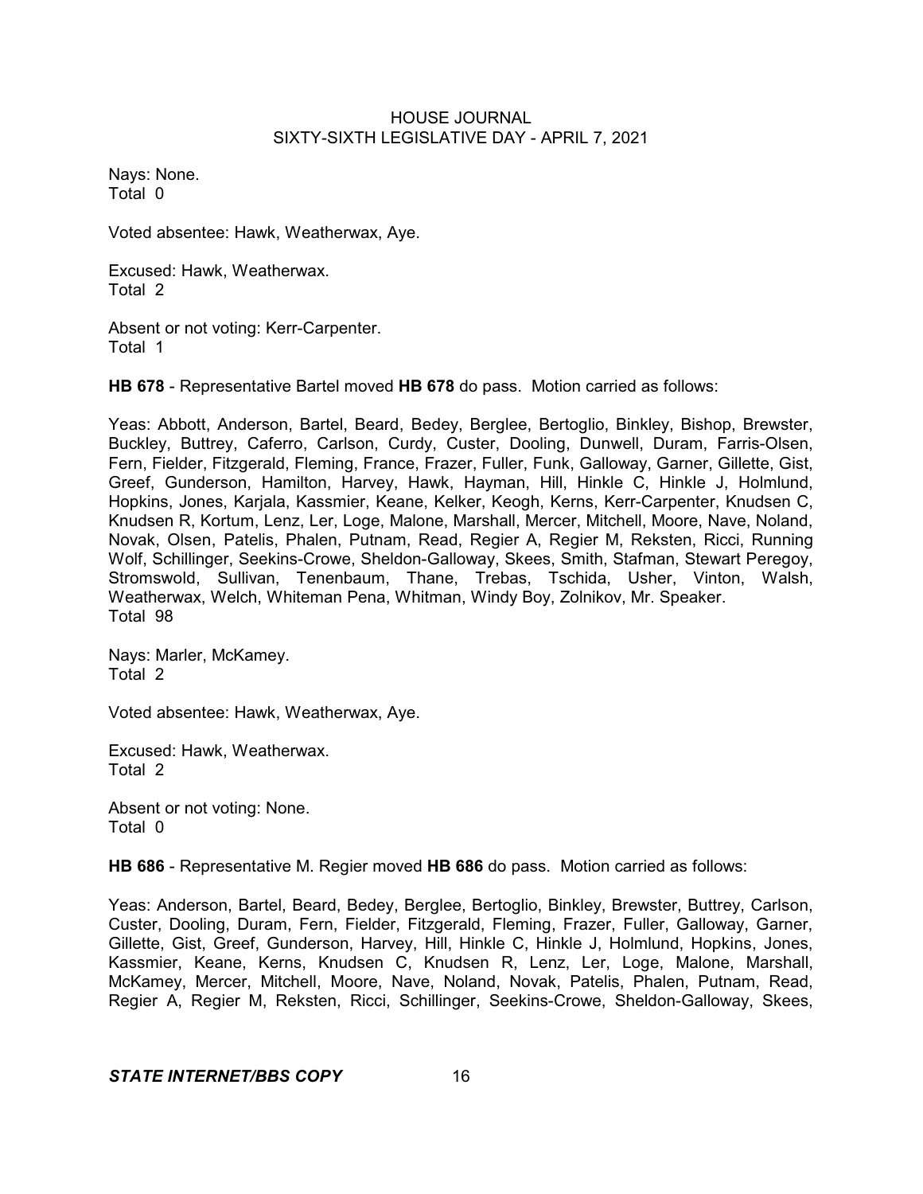Nays: None.
Total 0

Voted absentee: Hawk, Weatherwax, Aye.

Excused: Hawk, Weatherwax.
Total 2

Absent or not voting: Kerr-Carpenter.
Total 1

**HB 678** - Representative Bartel moved **HB 678** do pass. Motion carried as follows:

Yeas: Abbott, Anderson, Bartel, Beard, Bedey, Berglee, Bertoglio, Binkley, Bishop, Brewster, Buckley, Buttrey, Caferro, Carlson, Curdy, Custer, Dooling, Dunwell, Duram, Farris-Olsen, Fern, Fielder, Fitzgerald, Fleming, France, Frazer, Fuller, Funk, Galloway, Garner, Gillette, Gist, Greef, Gunderson, Hamilton, Harvey, Hawk, Hayman, Hill, Hinkle C, Hinkle J, Holmlund, Hopkins, Jones, Karjala, Kassmier, Keane, Kelker, Keogh, Kerns, Kerr-Carpenter, Knudsen C, Knudsen R, Kortum, Lenz, Ler, Loge, Malone, Marshall, Mercer, Mitchell, Moore, Nave, Noland, Novak, Olsen, Patelis, Phalen, Putnam, Read, Regier A, Regier M, Reksten, Ricci, Running Wolf, Schillinger, Seekins-Crowe, Sheldon-Galloway, Skees, Smith, Stafman, Stewart Peregoy, Stromswold, Sullivan, Tenenbaum, Thane, Trebas, Tschida, Usher, Vinton, Walsh, Weatherwax, Welch, Whiteman Pena, Whitman, Windy Boy, Zolnikov, Mr. Speaker.
Total 98

Nays: Marler, McKamey.
Total 2

Voted absentee: Hawk, Weatherwax, Aye.

Excused: Hawk, Weatherwax.
Total 2

Absent or not voting: None.
Total 0

**HB 686** - Representative M. Regier moved **HB 686** do pass. Motion carried as follows:

Yeas: Anderson, Bartel, Beard, Bedey, Berglee, Bertoglio, Binkley, Brewster, Buttrey, Carlson, Custer, Dooling, Duram, Fern, Fielder, Fitzgerald, Fleming, Frazer, Fuller, Galloway, Garner, Gillette, Gist, Greef, Gunderson, Harvey, Hill, Hinkle C, Hinkle J, Holmlund, Hopkins, Jones, Kassmier, Keane, Kerns, Knudsen C, Knudsen R, Lenz, Ler, Loge, Malone, Marshall, McKamey, Mercer, Mitchell, Moore, Nave, Noland, Novak, Patelis, Phalen, Putnam, Read, Regier A, Regier M, Reksten, Ricci, Schillinger, Seekins-Crowe, Sheldon-Galloway, Skees,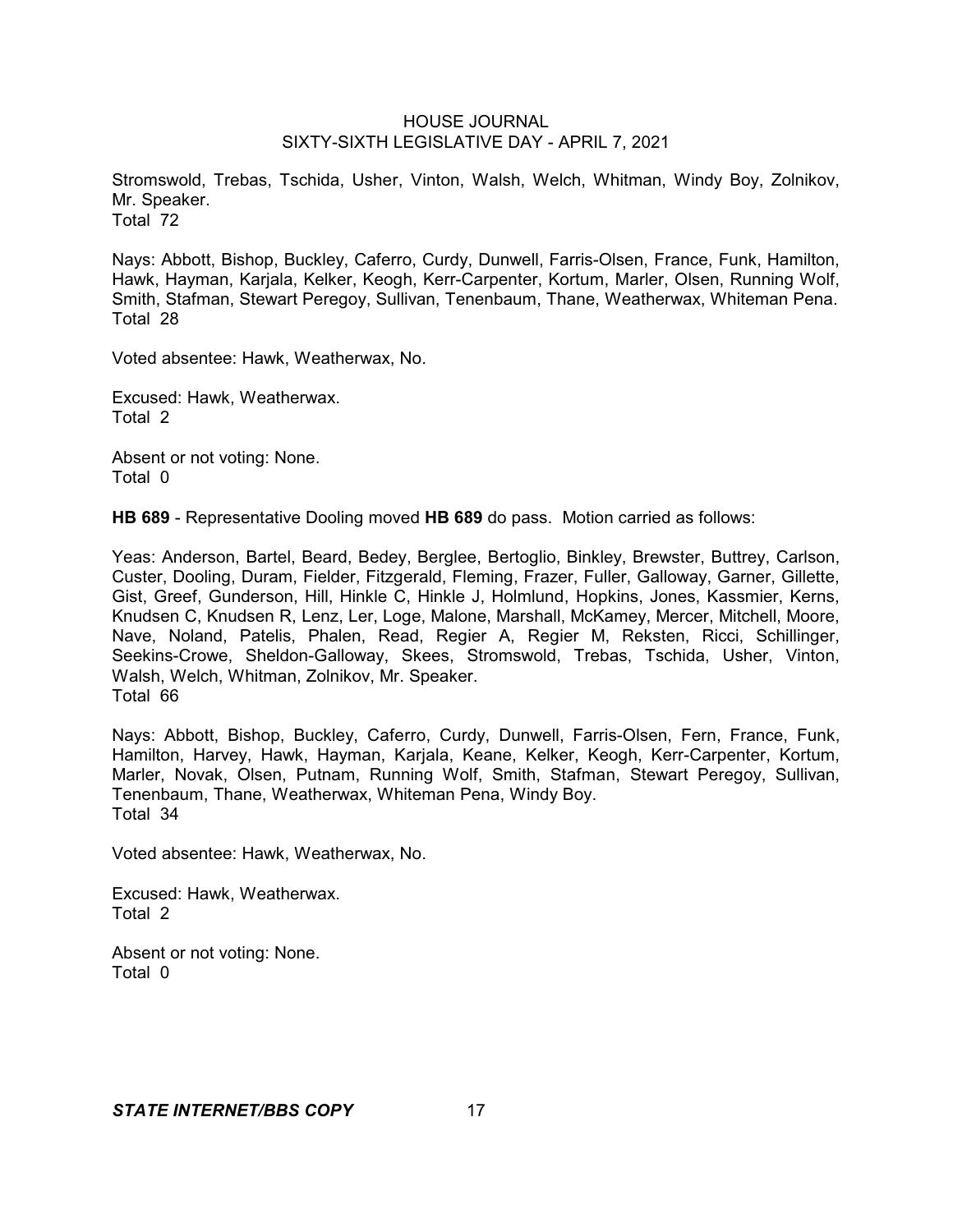Stromswold, Trebas, Tschida, Usher, Vinton, Walsh, Welch, Whitman, Windy Boy, Zolnikov, Mr. Speaker.
Total 72

Nays: Abbott, Bishop, Buckley, Caferro, Curdy, Dunwell, Farris-Olsen, France, Funk, Hamilton, Hawk, Hayman, Karjala, Kelker, Keogh, Kerr-Carpenter, Kortum, Marler, Olsen, Running Wolf, Smith, Stafman, Stewart Peregoy, Sullivan, Tenenbaum, Thane, Weatherwax, Whiteman Pena.
Total 28

Voted absentee: Hawk, Weatherwax, No.

Excused: Hawk, Weatherwax.
Total 2

Absent or not voting: None.
Total 0

**HB 689** - Representative Dooling moved **HB 689** do pass. Motion carried as follows:

Yeas: Anderson, Bartel, Beard, Bedey, Berglee, Bertoglio, Binkley, Brewster, Buttrey, Carlson, Custer, Dooling, Duram, Fielder, Fitzgerald, Fleming, Frazer, Fuller, Galloway, Garner, Gillette, Gist, Greef, Gunderson, Hill, Hinkle C, Hinkle J, Holmlund, Hopkins, Jones, Kassmier, Kerns, Knudsen C, Knudsen R, Lenz, Ler, Loge, Malone, Marshall, McKamey, Mercer, Mitchell, Moore, Nave, Noland, Patelis, Phalen, Read, Regier A, Regier M, Reksten, Ricci, Schillinger, Seekins-Crowe, Sheldon-Galloway, Skees, Stromswold, Trebas, Tschida, Usher, Vinton, Walsh, Welch, Whitman, Zolnikov, Mr. Speaker.
Total 66

Nays: Abbott, Bishop, Buckley, Caferro, Curdy, Dunwell, Farris-Olsen, Fern, France, Funk, Hamilton, Harvey, Hawk, Hayman, Karjala, Keane, Kelker, Keogh, Kerr-Carpenter, Kortum, Marler, Novak, Olsen, Putnam, Running Wolf, Smith, Stafman, Stewart Peregoy, Sullivan, Tenenbaum, Thane, Weatherwax, Whiteman Pena, Windy Boy.
Total 34

Voted absentee: Hawk, Weatherwax, No.

Excused: Hawk, Weatherwax.
Total 2

Absent or not voting: None.
Total 0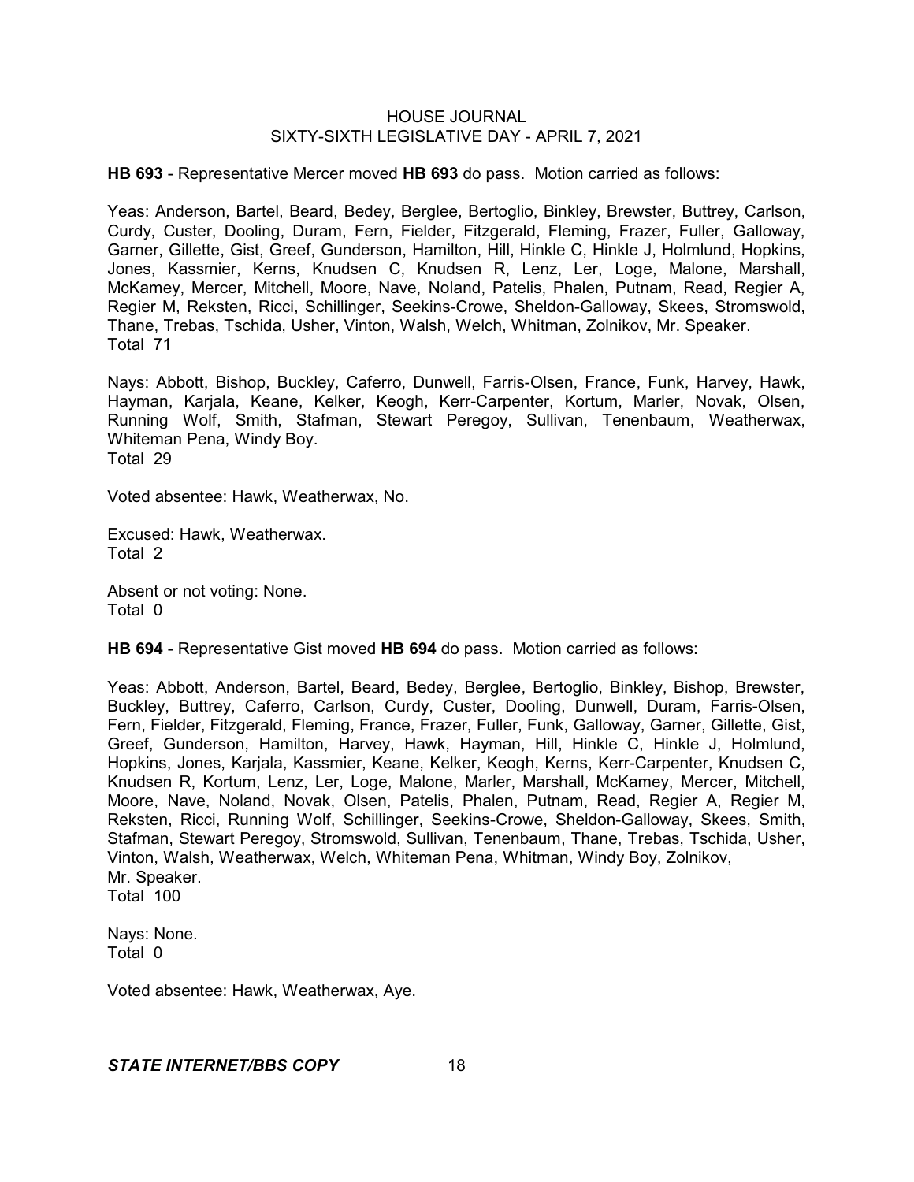**HB 693** - Representative Mercer moved **HB 693** do pass. Motion carried as follows:

Yeas: Anderson, Bartel, Beard, Bedey, Berglee, Bertoglio, Binkley, Brewster, Buttrey, Carlson, Curdy, Custer, Dooling, Duram, Fern, Fielder, Fitzgerald, Fleming, Frazer, Fuller, Galloway, Garner, Gillette, Gist, Greef, Gunderson, Hamilton, Hill, Hinkle C, Hinkle J, Holmlund, Hopkins, Jones, Kassmier, Kerns, Knudsen C, Knudsen R, Lenz, Ler, Loge, Malone, Marshall, McKamey, Mercer, Mitchell, Moore, Nave, Noland, Patelis, Phalen, Putnam, Read, Regier A, Regier M, Reksten, Ricci, Schillinger, Seekins-Crowe, Sheldon-Galloway, Skees, Stromswold, Thane, Trebas, Tschida, Usher, Vinton, Walsh, Welch, Whitman, Zolnikov, Mr. Speaker.
Total 71

Nays: Abbott, Bishop, Buckley, Caferro, Dunwell, Farris-Olsen, France, Funk, Harvey, Hawk, Hayman, Karjala, Keane, Kelker, Keogh, Kerr-Carpenter, Kortum, Marler, Novak, Olsen, Running Wolf, Smith, Stafman, Stewart Peregoy, Sullivan, Tenenbaum, Weatherwax, Whiteman Pena, Windy Boy.
Total 29

Voted absentee: Hawk, Weatherwax, No.

Excused: Hawk, Weatherwax.
Total 2

Absent or not voting: None.
Total 0

**HB 694** - Representative Gist moved **HB 694** do pass. Motion carried as follows:

Yeas: Abbott, Anderson, Bartel, Beard, Bedey, Berglee, Bertoglio, Binkley, Bishop, Brewster, Buckley, Buttrey, Caferro, Carlson, Curdy, Custer, Dooling, Dunwell, Duram, Farris-Olsen, Fern, Fielder, Fitzgerald, Fleming, France, Frazer, Fuller, Funk, Galloway, Garner, Gillette, Gist, Greef, Gunderson, Hamilton, Harvey, Hawk, Hayman, Hill, Hinkle C, Hinkle J, Holmlund, Hopkins, Jones, Karjala, Kassmier, Keane, Kelker, Keogh, Kerns, Kerr-Carpenter, Knudsen C, Knudsen R, Kortum, Lenz, Ler, Loge, Malone, Marler, Marshall, McKamey, Mercer, Mitchell, Moore, Nave, Noland, Novak, Olsen, Patelis, Phalen, Putnam, Read, Regier A, Regier M, Reksten, Ricci, Running Wolf, Schillinger, Seekins-Crowe, Sheldon-Galloway, Skees, Smith, Stafman, Stewart Peregoy, Stromswold, Sullivan, Tenenbaum, Thane, Trebas, Tschida, Usher, Vinton, Walsh, Weatherwax, Welch, Whiteman Pena, Whitman, Windy Boy, Zolnikov, Mr. Speaker.
Total 100

Nays: None.
Total 0

Voted absentee: Hawk, Weatherwax, Aye.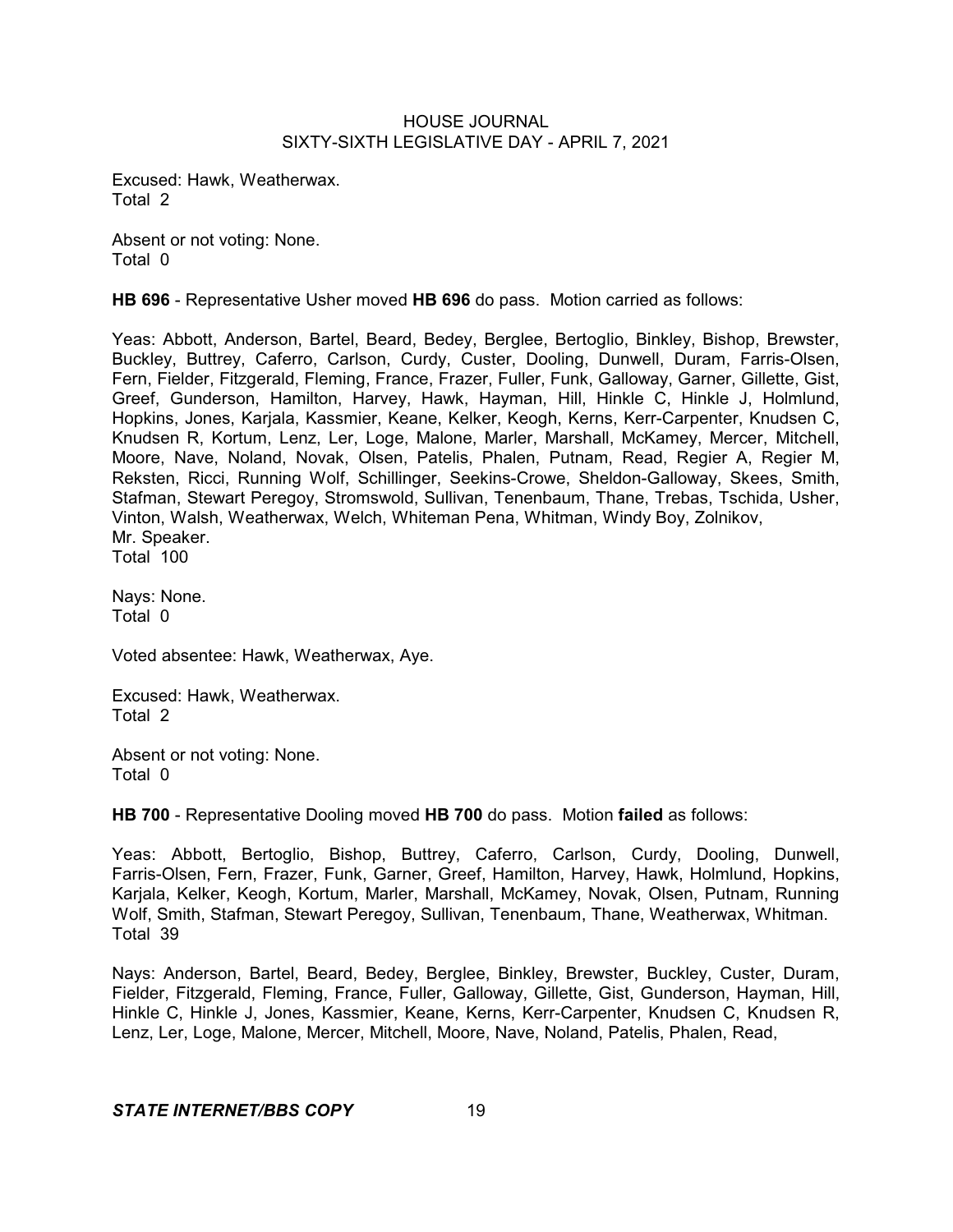Excused: Hawk, Weatherwax.
Total 2

Absent or not voting: None.
Total 0

**HB 696** - Representative Usher moved **HB 696** do pass. Motion carried as follows:

Yeas: Abbott, Anderson, Bartel, Beard, Bedey, Berglee, Bertoglio, Binkley, Bishop, Brewster, Buckley, Buttrey, Caferro, Carlson, Curdy, Custer, Dooling, Dunwell, Duram, Farris-Olsen, Fern, Fielder, Fitzgerald, Fleming, France, Frazer, Fuller, Funk, Galloway, Garner, Gillette, Gist, Greef, Gunderson, Hamilton, Harvey, Hawk, Hayman, Hill, Hinkle C, Hinkle J, Holmlund, Hopkins, Jones, Karjala, Kassmier, Keane, Kelker, Keogh, Kerns, Kerr-Carpenter, Knudsen C, Knudsen R, Kortum, Lenz, Ler, Loge, Malone, Marler, Marshall, McKamey, Mercer, Mitchell, Moore, Nave, Noland, Novak, Olsen, Patelis, Phalen, Putnam, Read, Regier A, Regier M, Reksten, Ricci, Running Wolf, Schillinger, Seekins-Crowe, Sheldon-Galloway, Skees, Smith, Stafman, Stewart Peregoy, Stromswold, Sullivan, Tenenbaum, Thane, Trebas, Tschida, Usher, Vinton, Walsh, Weatherwax, Welch, Whiteman Pena, Whitman, Windy Boy, Zolnikov, Mr. Speaker.
Total 100

Nays: None.
Total 0

Voted absentee: Hawk, Weatherwax, Aye.

Excused: Hawk, Weatherwax.
Total 2

Absent or not voting: None.
Total 0

**HB 700** - Representative Dooling moved **HB 700** do pass. Motion **failed** as follows:

Yeas: Abbott, Bertoglio, Bishop, Buttrey, Caferro, Carlson, Curdy, Dooling, Dunwell, Farris-Olsen, Fern, Frazer, Funk, Garner, Greef, Hamilton, Harvey, Hawk, Holmlund, Hopkins, Karjala, Kelker, Keogh, Kortum, Marler, Marshall, McKamey, Novak, Olsen, Putnam, Running Wolf, Smith, Stafman, Stewart Peregoy, Sullivan, Tenenbaum, Thane, Weatherwax, Whitman.
Total 39

Nays: Anderson, Bartel, Beard, Bedey, Berglee, Binkley, Brewster, Buckley, Custer, Duram, Fielder, Fitzgerald, Fleming, France, Fuller, Galloway, Gillette, Gist, Gunderson, Hayman, Hill, Hinkle C, Hinkle J, Jones, Kassmier, Keane, Kerns, Kerr-Carpenter, Knudsen C, Knudsen R, Lenz, Ler, Loge, Malone, Mercer, Mitchell, Moore, Nave, Noland, Patelis, Phalen, Read,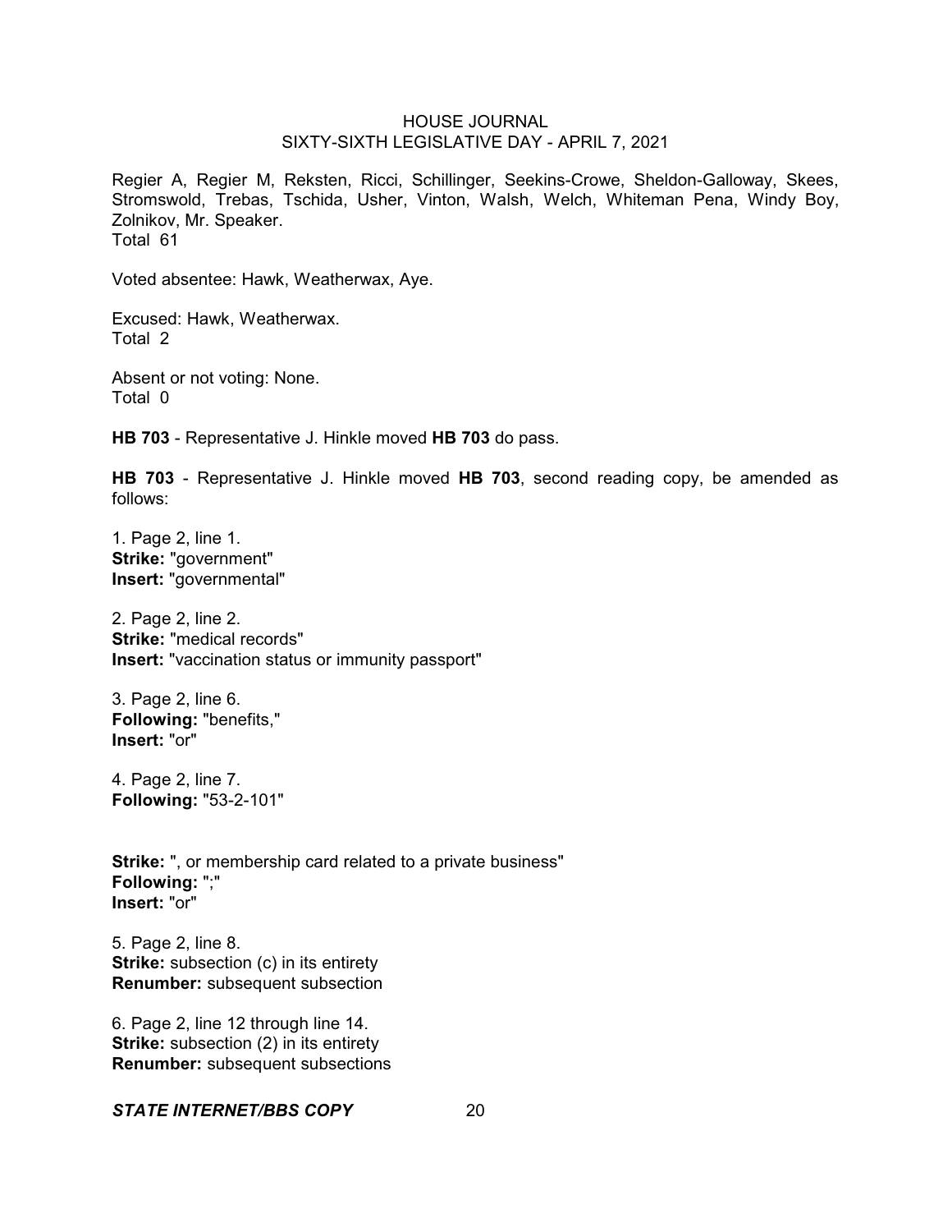Regier A, Regier M, Reksten, Ricci, Schillinger, Seekins-Crowe, Sheldon-Galloway, Skees, Stromswold, Trebas, Tschida, Usher, Vinton, Walsh, Welch, Whiteman Pena, Windy Boy, Zolnikov, Mr. Speaker.
Total 61

Voted absentee: Hawk, Weatherwax, Aye.

Excused: Hawk, Weatherwax.
Total 2

Absent or not voting: None.
Total 0

**HB 703** - Representative J. Hinkle moved **HB 703** do pass.

**HB 703** - Representative J. Hinkle moved **HB 703**, second reading copy, be amended as follows:

1. Page 2, line 1.
**Strike:** "government"
**Insert:** "governmental"

2. Page 2, line 2.
**Strike:** "medical records"
**Insert:** "vaccination status or immunity passport"

3. Page 2, line 6.
**Following:** "benefits,"
**Insert:** "or"

4. Page 2, line 7.
**Following:** "53-2-101"

**Strike:** ", or membership card related to a private business"
**Following:** ";"
**Insert:** "or"

5. Page 2, line 8.
**Strike:** subsection (c) in its entirety
**Renumber:** subsequent subsection

6. Page 2, line 12 through line 14.
**Strike:** subsection (2) in its entirety
**Renumber:** subsequent subsections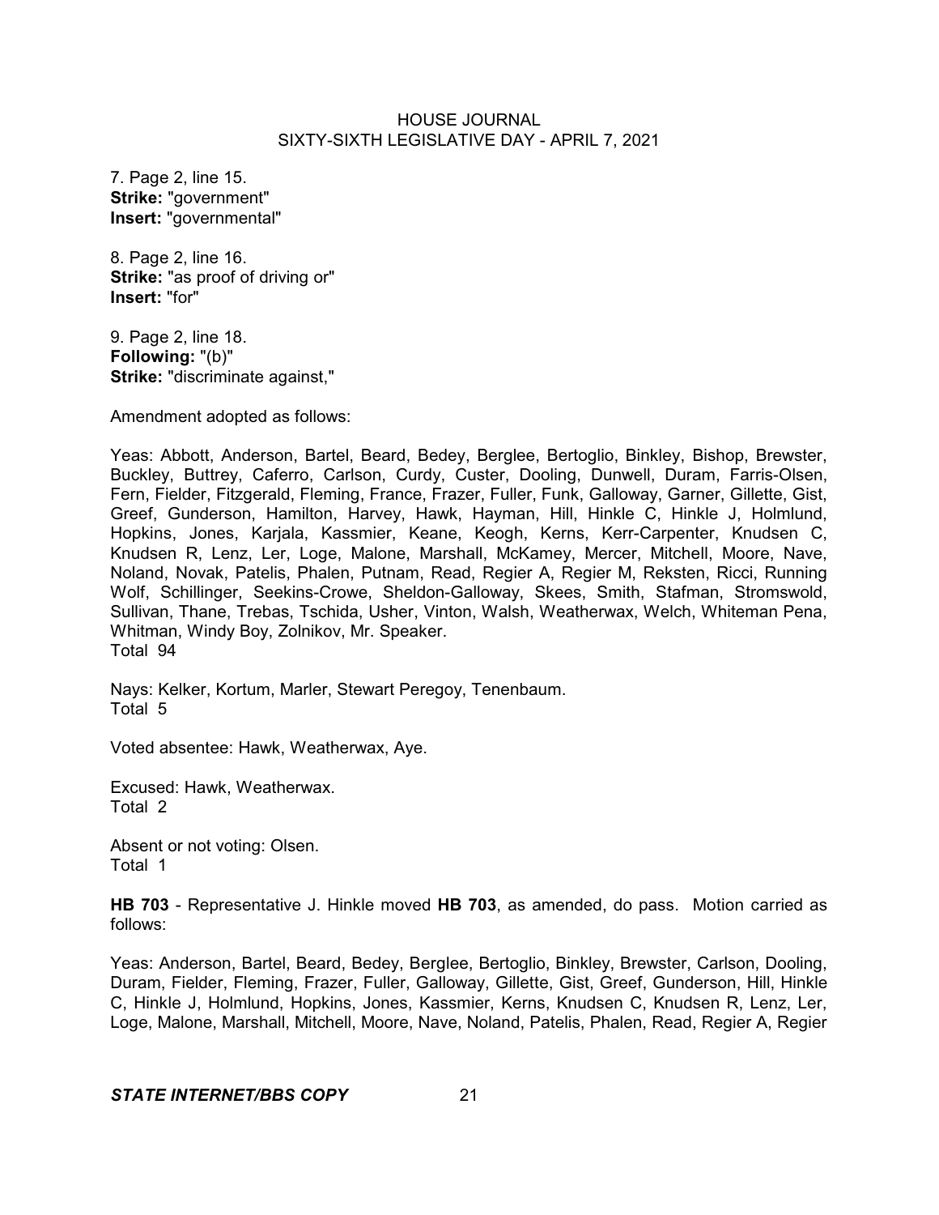7. Page 2, line 15.
**Strike:** "government"
**Insert:** "governmental"

8. Page 2, line 16.
**Strike:** "as proof of driving or"
**Insert:** "for"

9. Page 2, line 18.
**Following:** "(b)"
**Strike:** "discriminate against,"

Amendment adopted as follows:

Yeas: Abbott, Anderson, Bartel, Beard, Bedey, Berglee, Bertoglio, Binkley, Bishop, Brewster, Buckley, Buttrey, Caferro, Carlson, Curdy, Custer, Dooling, Dunwell, Duram, Farris-Olsen, Fern, Fielder, Fitzgerald, Fleming, France, Frazer, Fuller, Funk, Galloway, Garner, Gillette, Gist, Greef, Gunderson, Hamilton, Harvey, Hawk, Hayman, Hill, Hinkle C, Hinkle J, Holmlund, Hopkins, Jones, Karjala, Kassmier, Keane, Keogh, Kerns, Kerr-Carpenter, Knudsen C, Knudsen R, Lenz, Ler, Loge, Malone, Marshall, McKamey, Mercer, Mitchell, Moore, Nave, Noland, Novak, Patelis, Phalen, Putnam, Read, Regier A, Regier M, Reksten, Ricci, Running Wolf, Schillinger, Seekins-Crowe, Sheldon-Galloway, Skees, Smith, Stafman, Stromswold, Sullivan, Thane, Trebas, Tschida, Usher, Vinton, Walsh, Weatherwax, Welch, Whiteman Pena, Whitman, Windy Boy, Zolnikov, Mr. Speaker.
Total 94

Nays: Kelker, Kortum, Marler, Stewart Peregoy, Tenenbaum.
Total 5

Voted absentee: Hawk, Weatherwax, Aye.

Excused: Hawk, Weatherwax.
Total 2

Absent or not voting: Olsen.
Total 1

**HB 703** - Representative J. Hinkle moved **HB 703**, as amended, do pass. Motion carried as follows:

Yeas: Anderson, Bartel, Beard, Bedey, Berglee, Bertoglio, Binkley, Brewster, Carlson, Dooling, Duram, Fielder, Fleming, Frazer, Fuller, Galloway, Gillette, Gist, Greef, Gunderson, Hill, Hinkle C, Hinkle J, Holmlund, Hopkins, Jones, Kassmier, Kerns, Knudsen C, Knudsen R, Lenz, Ler, Loge, Malone, Marshall, Mitchell, Moore, Nave, Noland, Patelis, Phalen, Read, Regier A, Regier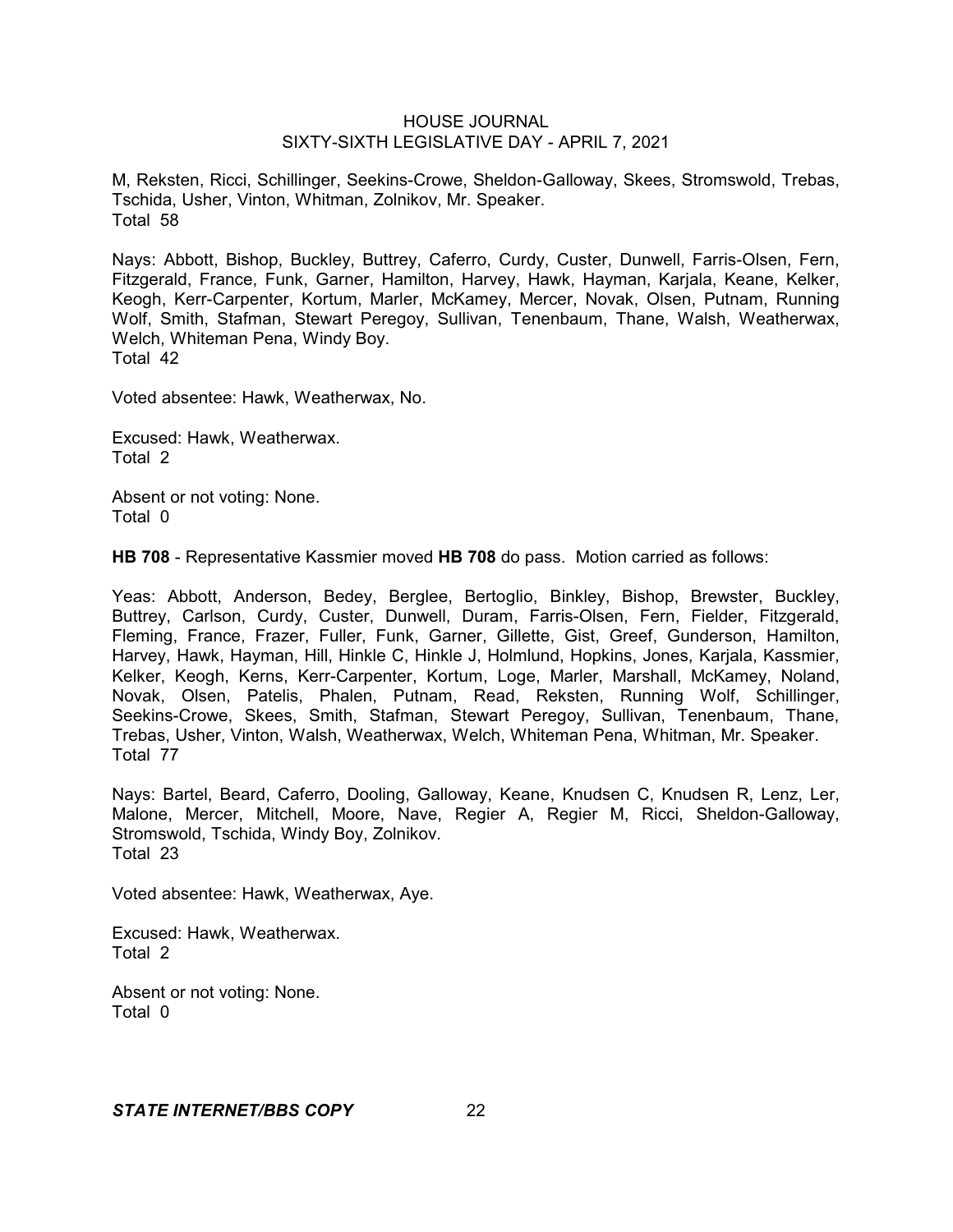M, Reksten, Ricci, Schillinger, Seekins-Crowe, Sheldon-Galloway, Skees, Stromswold, Trebas, Tschida, Usher, Vinton, Whitman, Zolnikov, Mr. Speaker.
Total 58

Nays: Abbott, Bishop, Buckley, Buttrey, Caferro, Curdy, Custer, Dunwell, Farris-Olsen, Fern, Fitzgerald, France, Funk, Garner, Hamilton, Harvey, Hawk, Hayman, Karjala, Keane, Kelker, Keogh, Kerr-Carpenter, Kortum, Marler, McKamey, Mercer, Novak, Olsen, Putnam, Running Wolf, Smith, Stafman, Stewart Peregoy, Sullivan, Tenenbaum, Thane, Walsh, Weatherwax, Welch, Whiteman Pena, Windy Boy.
Total 42

Voted absentee: Hawk, Weatherwax, No.

Excused: Hawk, Weatherwax.
Total 2

Absent or not voting: None.
Total 0

**HB 708** - Representative Kassmier moved **HB 708** do pass. Motion carried as follows:

Yeas: Abbott, Anderson, Bedey, Berglee, Bertoglio, Binkley, Bishop, Brewster, Buckley, Buttrey, Carlson, Curdy, Custer, Dunwell, Duram, Farris-Olsen, Fern, Fielder, Fitzgerald, Fleming, France, Frazer, Fuller, Funk, Garner, Gillette, Gist, Greef, Gunderson, Hamilton, Harvey, Hawk, Hayman, Hill, Hinkle C, Hinkle J, Holmlund, Hopkins, Jones, Karjala, Kassmier, Kelker, Keogh, Kerns, Kerr-Carpenter, Kortum, Loge, Marler, Marshall, McKamey, Noland, Novak, Olsen, Patelis, Phalen, Putnam, Read, Reksten, Running Wolf, Schillinger, Seekins-Crowe, Skees, Smith, Stafman, Stewart Peregoy, Sullivan, Tenenbaum, Thane, Trebas, Usher, Vinton, Walsh, Weatherwax, Welch, Whiteman Pena, Whitman, Mr. Speaker.
Total 77

Nays: Bartel, Beard, Caferro, Dooling, Galloway, Keane, Knudsen C, Knudsen R, Lenz, Ler, Malone, Mercer, Mitchell, Moore, Nave, Regier A, Regier M, Ricci, Sheldon-Galloway, Stromswold, Tschida, Windy Boy, Zolnikov.
Total 23

Voted absentee: Hawk, Weatherwax, Aye.

Excused: Hawk, Weatherwax.
Total 2

Absent or not voting: None.
Total 0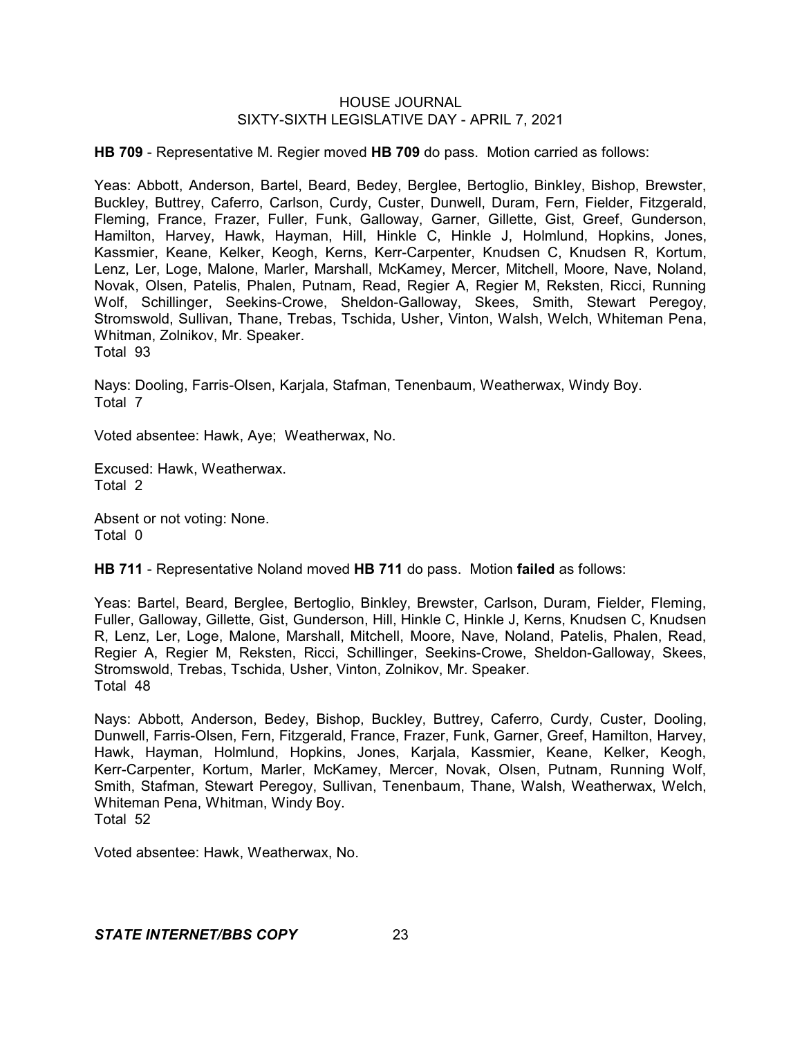**HB 709** - Representative M. Regier moved **HB 709** do pass. Motion carried as follows:

Yeas: Abbott, Anderson, Bartel, Beard, Bedey, Berglee, Bertoglio, Binkley, Bishop, Brewster, Buckley, Buttrey, Caferro, Carlson, Curdy, Custer, Dunwell, Duram, Fern, Fielder, Fitzgerald, Fleming, France, Frazer, Fuller, Funk, Galloway, Garner, Gillette, Gist, Greef, Gunderson, Hamilton, Harvey, Hawk, Hayman, Hill, Hinkle C, Hinkle J, Holmlund, Hopkins, Jones, Kassmier, Keane, Kelker, Keogh, Kerns, Kerr-Carpenter, Knudsen C, Knudsen R, Kortum, Lenz, Ler, Loge, Malone, Marler, Marshall, McKamey, Mercer, Mitchell, Moore, Nave, Noland, Novak, Olsen, Patelis, Phalen, Putnam, Read, Regier A, Regier M, Reksten, Ricci, Running Wolf, Schillinger, Seekins-Crowe, Sheldon-Galloway, Skees, Smith, Stewart Peregoy, Stromswold, Sullivan, Thane, Trebas, Tschida, Usher, Vinton, Walsh, Welch, Whiteman Pena, Whitman, Zolnikov, Mr. Speaker.
Total 93

Nays: Dooling, Farris-Olsen, Karjala, Stafman, Tenenbaum, Weatherwax, Windy Boy.
Total 7

Voted absentee: Hawk, Aye; Weatherwax, No.

Excused: Hawk, Weatherwax.
Total 2

Absent or not voting: None.
Total 0

**HB 711** - Representative Noland moved **HB 711** do pass. Motion **failed** as follows:

Yeas: Bartel, Beard, Berglee, Bertoglio, Binkley, Brewster, Carlson, Duram, Fielder, Fleming, Fuller, Galloway, Gillette, Gist, Gunderson, Hill, Hinkle C, Hinkle J, Kerns, Knudsen C, Knudsen R, Lenz, Ler, Loge, Malone, Marshall, Mitchell, Moore, Nave, Noland, Patelis, Phalen, Read, Regier A, Regier M, Reksten, Ricci, Schillinger, Seekins-Crowe, Sheldon-Galloway, Skees, Stromswold, Trebas, Tschida, Usher, Vinton, Zolnikov, Mr. Speaker.
Total 48

Nays: Abbott, Anderson, Bedey, Bishop, Buckley, Buttrey, Caferro, Curdy, Custer, Dooling, Dunwell, Farris-Olsen, Fern, Fitzgerald, France, Frazer, Funk, Garner, Greef, Hamilton, Harvey, Hawk, Hayman, Holmlund, Hopkins, Jones, Karjala, Kassmier, Keane, Kelker, Keogh, Kerr-Carpenter, Kortum, Marler, McKamey, Mercer, Novak, Olsen, Putnam, Running Wolf, Smith, Stafman, Stewart Peregoy, Sullivan, Tenenbaum, Thane, Walsh, Weatherwax, Welch, Whiteman Pena, Whitman, Windy Boy.
Total 52

Voted absentee: Hawk, Weatherwax, No.

*STATE INTERNET/BBS COPY*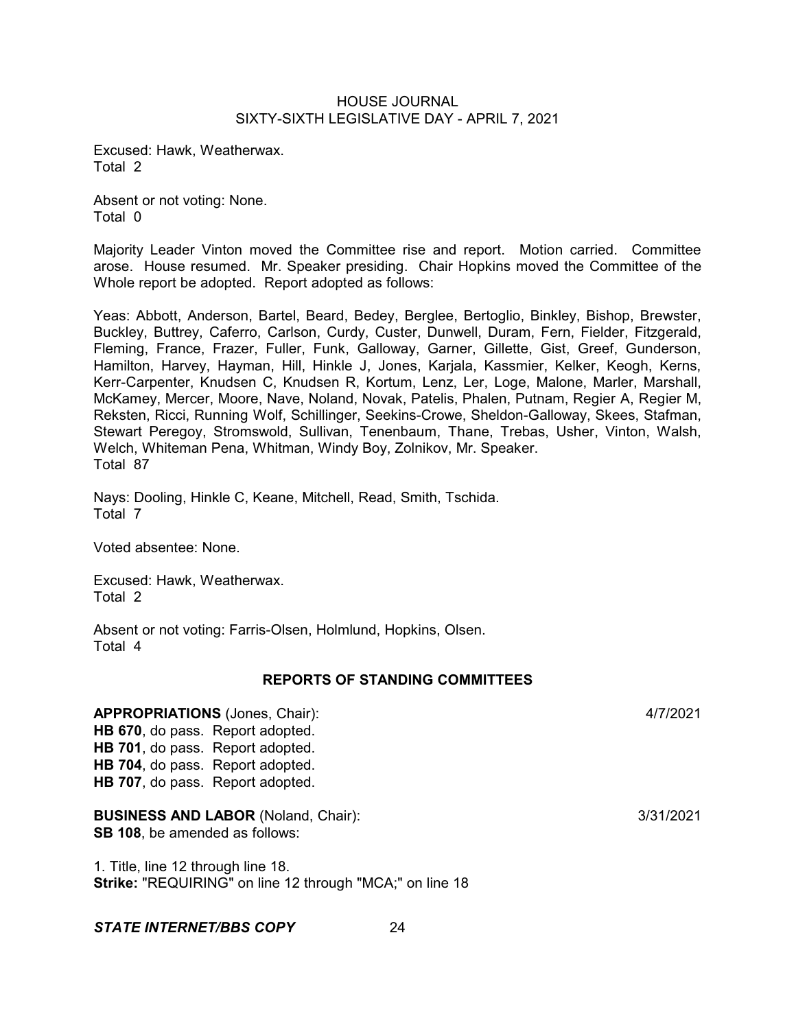Excused: Hawk, Weatherwax.
Total 2

Absent or not voting: None.
Total 0

Majority Leader Vinton moved the Committee rise and report. Motion carried. Committee arose. House resumed. Mr. Speaker presiding. Chair Hopkins moved the Committee of the Whole report be adopted. Report adopted as follows:

Yeas: Abbott, Anderson, Bartel, Beard, Bedey, Berglee, Bertoglio, Binkley, Bishop, Brewster, Buckley, Buttrey, Caferro, Carlson, Curdy, Custer, Dunwell, Duram, Fern, Fielder, Fitzgerald, Fleming, France, Frazer, Fuller, Funk, Galloway, Garner, Gillette, Gist, Greef, Gunderson, Hamilton, Harvey, Hayman, Hill, Hinkle J, Jones, Karjala, Kassmier, Kelker, Keogh, Kerns, Kerr-Carpenter, Knudsen C, Knudsen R, Kortum, Lenz, Ler, Loge, Malone, Marler, Marshall, McKamey, Mercer, Moore, Nave, Noland, Novak, Patelis, Phalen, Putnam, Regier A, Regier M, Reksten, Ricci, Running Wolf, Schillinger, Seekins-Crowe, Sheldon-Galloway, Skees, Stafman, Stewart Peregoy, Stromswold, Sullivan, Tenenbaum, Thane, Trebas, Usher, Vinton, Walsh, Welch, Whiteman Pena, Whitman, Windy Boy, Zolnikov, Mr. Speaker.
Total 87

Nays: Dooling, Hinkle C, Keane, Mitchell, Read, Smith, Tschida.
Total 7

Voted absentee: None.

Excused: Hawk, Weatherwax.
Total 2

Absent or not voting: Farris-Olsen, Holmlund, Hopkins, Olsen.
Total 4

## REPORTS OF STANDING COMMITTEES

**APPROPRIATIONS** (Jones, Chair): 4/7/2021
**HB 670**, do pass. Report adopted.
**HB 701**, do pass. Report adopted.
**HB 704**, do pass. Report adopted.
**HB 707**, do pass. Report adopted.

**BUSINESS AND LABOR** (Noland, Chair): 3/31/2021
**SB 108**, be amended as follows:

1. Title, line 12 through line 18.
**Strike:** "REQUIRING" on line 12 through "MCA;" on line 18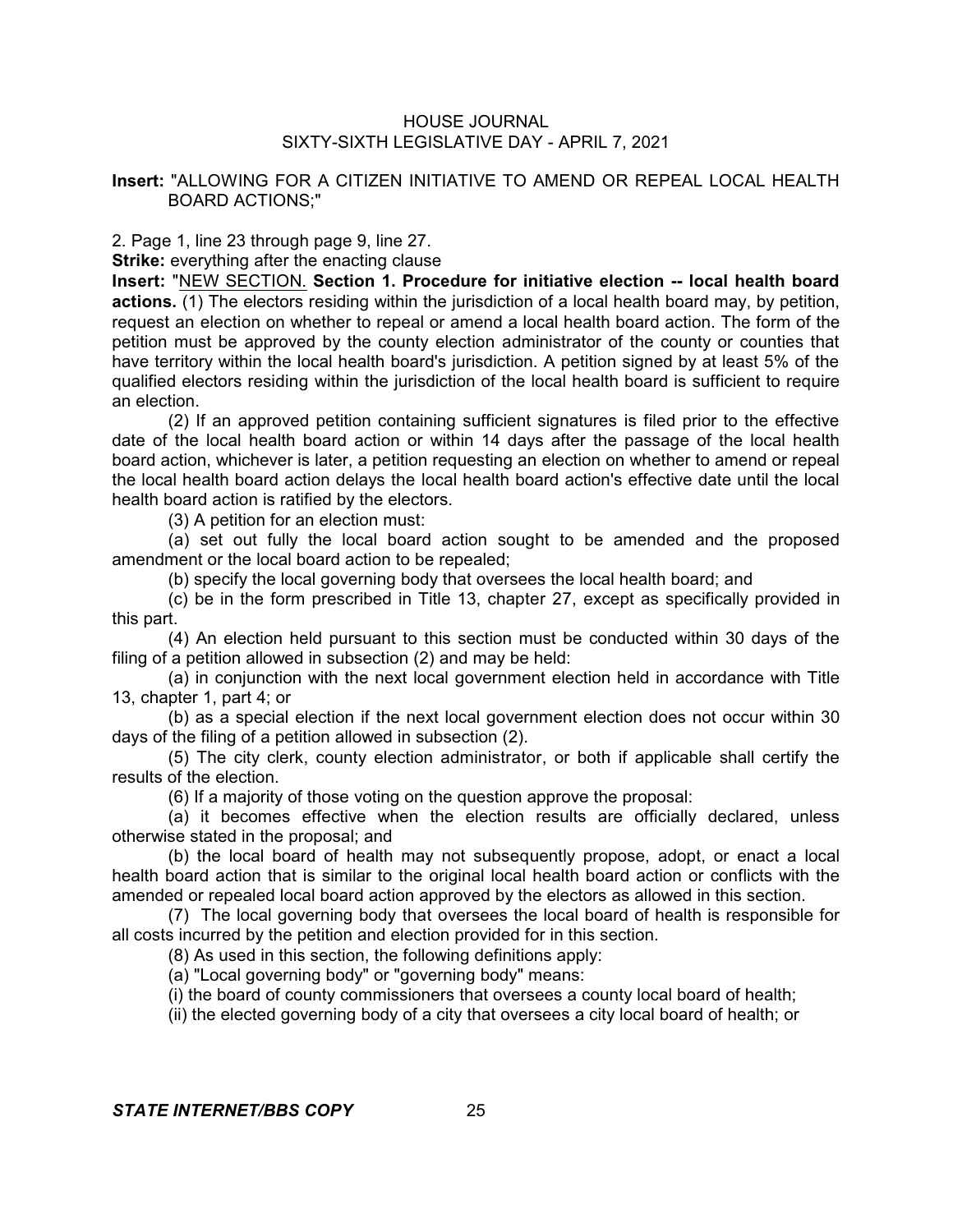**Insert:** "ALLOWING FOR A CITIZEN INITIATIVE TO AMEND OR REPEAL LOCAL HEALTH BOARD ACTIONS;"

2. Page 1, line 23 through page 9, line 27.

**Strike:** everything after the enacting clause

**Insert:** "NEW SECTION. **Section 1. Procedure for initiative election -- local health board actions.** (1) The electors residing within the jurisdiction of a local health board may, by petition, request an election on whether to repeal or amend a local health board action. The form of the petition must be approved by the county election administrator of the county or counties that have territory within the local health board's jurisdiction. A petition signed by at least 5% of the qualified electors residing within the jurisdiction of the local health board is sufficient to require an election.

(2) If an approved petition containing sufficient signatures is filed prior to the effective date of the local health board action or within 14 days after the passage of the local health board action, whichever is later, a petition requesting an election on whether to amend or repeal the local health board action delays the local health board action's effective date until the local health board action is ratified by the electors.

(3) A petition for an election must:

(a) set out fully the local board action sought to be amended and the proposed amendment or the local board action to be repealed;

(b) specify the local governing body that oversees the local health board; and

(c) be in the form prescribed in Title 13, chapter 27, except as specifically provided in this part.

(4) An election held pursuant to this section must be conducted within 30 days of the filing of a petition allowed in subsection (2) and may be held:

(a) in conjunction with the next local government election held in accordance with Title 13, chapter 1, part 4; or

(b) as a special election if the next local government election does not occur within 30 days of the filing of a petition allowed in subsection (2).

(5) The city clerk, county election administrator, or both if applicable shall certify the results of the election.

(6) If a majority of those voting on the question approve the proposal:

(a) it becomes effective when the election results are officially declared, unless otherwise stated in the proposal; and

(b) the local board of health may not subsequently propose, adopt, or enact a local health board action that is similar to the original local health board action or conflicts with the amended or repealed local board action approved by the electors as allowed in this section.

(7) The local governing body that oversees the local board of health is responsible for all costs incurred by the petition and election provided for in this section.

(8) As used in this section, the following definitions apply:

(a) "Local governing body" or "governing body" means:

(i) the board of county commissioners that oversees a county local board of health;

(ii) the elected governing body of a city that oversees a city local board of health; or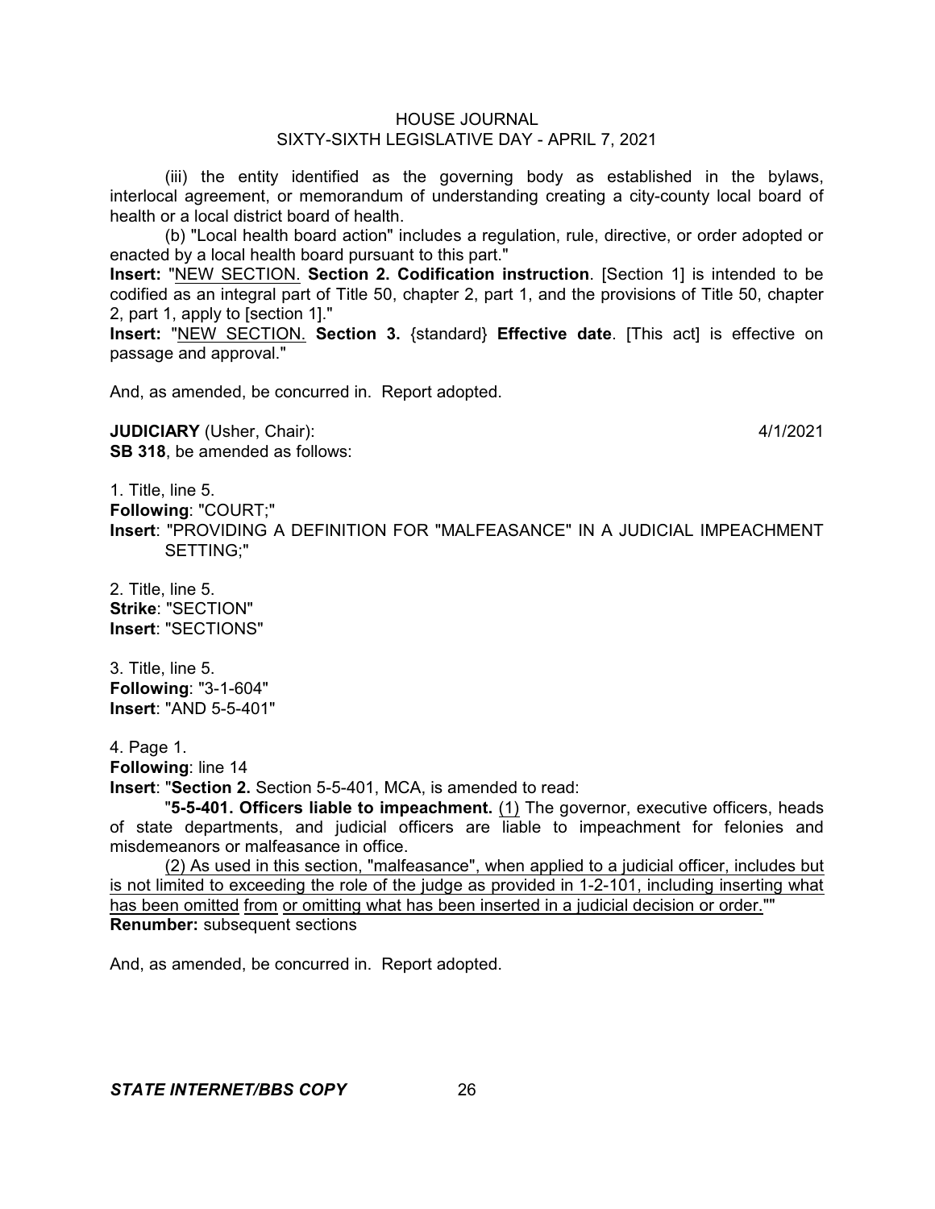(iii) the entity identified as the governing body as established in the bylaws, interlocal agreement, or memorandum of understanding creating a city-county local board of health or a local district board of health.

(b) "Local health board action" includes a regulation, rule, directive, or order adopted or enacted by a local health board pursuant to this part."

**Insert:** "NEW SECTION. **Section 2. Codification instruction**. [Section 1] is intended to be codified as an integral part of Title 50, chapter 2, part 1, and the provisions of Title 50, chapter 2, part 1, apply to [section 1]."

**Insert:** "NEW SECTION. **Section 3.** {standard} **Effective date**. [This act] is effective on passage and approval."

And, as amended, be concurred in. Report adopted.

**JUDICIARY** (Usher, Chair): 4/1/2021

**SB 318**, be amended as follows:

1. Title, line 5.
**Following**: "COURT;"
**Insert**: "PROVIDING A DEFINITION FOR "MALFEASANCE" IN A JUDICIAL IMPEACHMENT SETTING;"

2. Title, line 5.
**Strike**: "SECTION"
**Insert**: "SECTIONS"

3. Title, line 5.
**Following**: "3-1-604"
**Insert**: "AND 5-5-401"

4. Page 1.
**Following**: line 14
**Insert**: "**Section 2.** Section 5-5-401, MCA, is amended to read:

"**5-5-401. Officers liable to impeachment.** (1) The governor, executive officers, heads of state departments, and judicial officers are liable to impeachment for felonies and misdemeanors or malfeasance in office.

(2) As used in this section, "malfeasance", when applied to a judicial officer, includes but is not limited to exceeding the role of the judge as provided in 1-2-101, including inserting what has been omitted from or omitting what has been inserted in a judicial decision or order.""

**Renumber:** subsequent sections

And, as amended, be concurred in. Report adopted.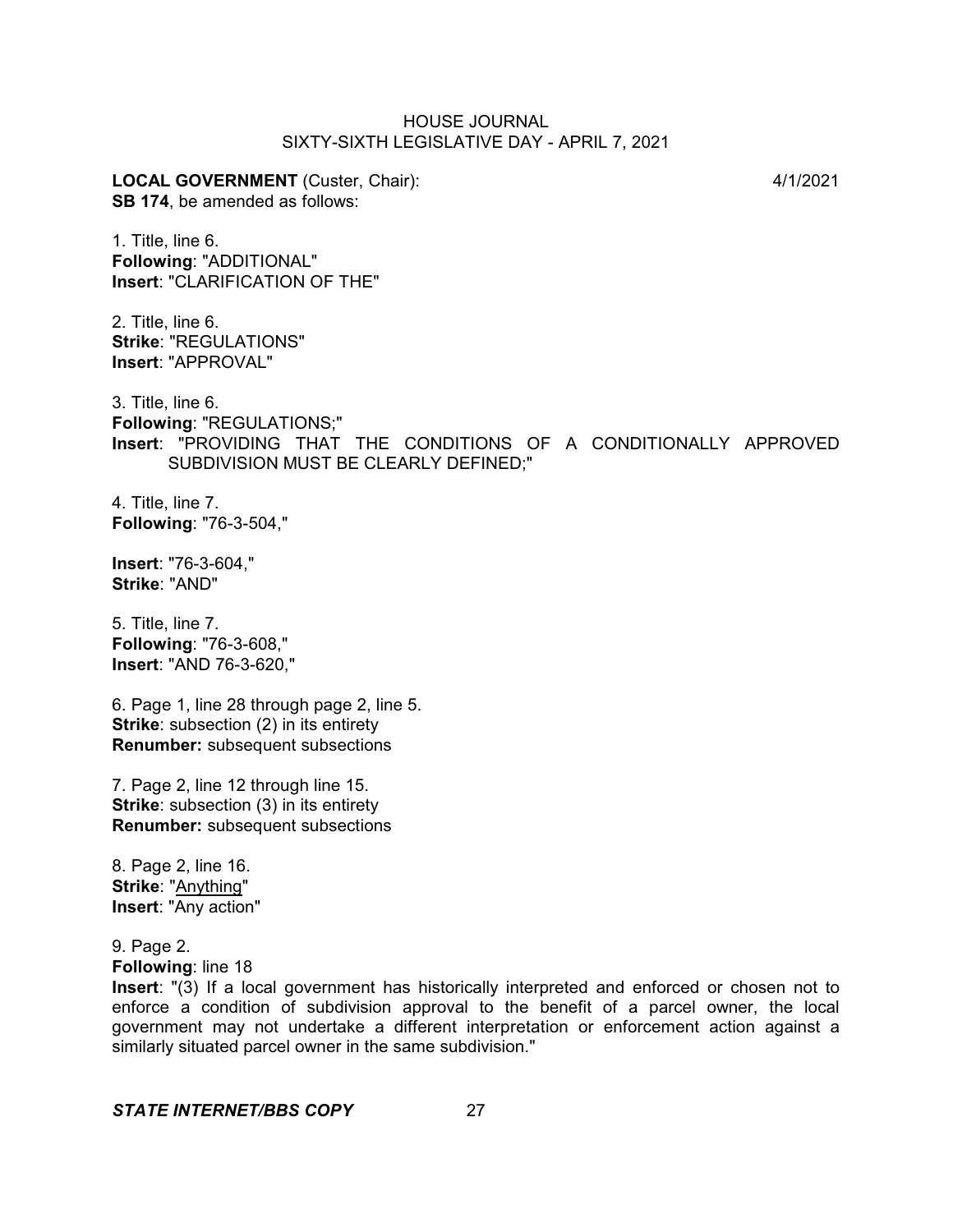**LOCAL GOVERNMENT** (Custer, Chair): 4/1/2021
**SB 174**, be amended as follows:

1. Title, line 6.
**Following**: "ADDITIONAL"
**Insert**: "CLARIFICATION OF THE"

2. Title, line 6.
**Strike**: "REGULATIONS"
**Insert**: "APPROVAL"

3. Title, line 6.
**Following**: "REGULATIONS;"
**Insert**: "PROVIDING THAT THE CONDITIONS OF A CONDITIONALLY APPROVED SUBDIVISION MUST BE CLEARLY DEFINED;"

4. Title, line 7.
**Following**: "76-3-504,"

**Insert**: "76-3-604,"
**Strike**: "AND"

5. Title, line 7.
**Following**: "76-3-608,"
**Insert**: "AND 76-3-620,"

6. Page 1, line 28 through page 2, line 5.
**Strike**: subsection (2) in its entirety
**Renumber:** subsequent subsections

7. Page 2, line 12 through line 15.
**Strike**: subsection (3) in its entirety
**Renumber:** subsequent subsections

8. Page 2, line 16.
**Strike**: "Anything"
**Insert**: "Any action"

9. Page 2.
**Following**: line 18
**Insert**: "(3) If a local government has historically interpreted and enforced or chosen not to enforce a condition of subdivision approval to the benefit of a parcel owner, the local government may not undertake a different interpretation or enforcement action against a similarly situated parcel owner in the same subdivision."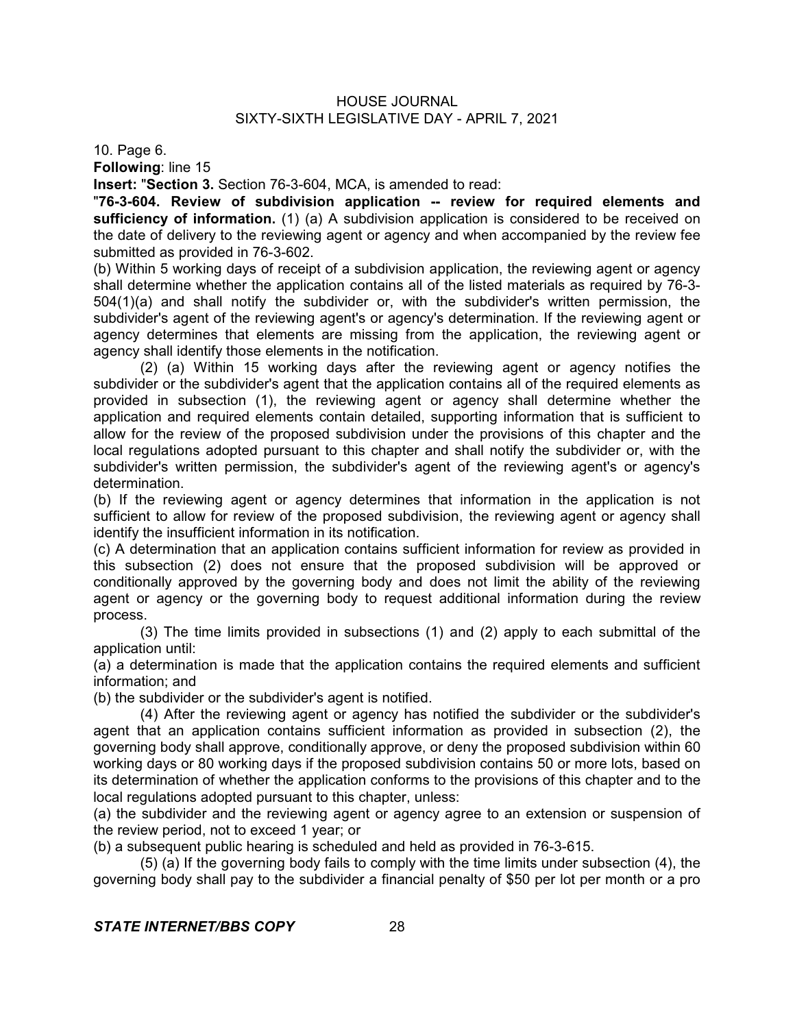10. Page 6.

**Following**: line 15

**Insert:** "**Section 3.** Section 76-3-604, MCA, is amended to read:

"**76-3-604. Review of subdivision application -- review for required elements and sufficiency of information.** (1) (a) A subdivision application is considered to be received on the date of delivery to the reviewing agent or agency and when accompanied by the review fee submitted as provided in 76-3-602.

(b) Within 5 working days of receipt of a subdivision application, the reviewing agent or agency shall determine whether the application contains all of the listed materials as required by 76-3-504(1)(a) and shall notify the subdivider or, with the subdivider's written permission, the subdivider's agent of the reviewing agent's or agency's determination. If the reviewing agent or agency determines that elements are missing from the application, the reviewing agent or agency shall identify those elements in the notification.

(2) (a) Within 15 working days after the reviewing agent or agency notifies the subdivider or the subdivider's agent that the application contains all of the required elements as provided in subsection (1), the reviewing agent or agency shall determine whether the application and required elements contain detailed, supporting information that is sufficient to allow for the review of the proposed subdivision under the provisions of this chapter and the local regulations adopted pursuant to this chapter and shall notify the subdivider or, with the subdivider's written permission, the subdivider's agent of the reviewing agent's or agency's determination.

(b) If the reviewing agent or agency determines that information in the application is not sufficient to allow for review of the proposed subdivision, the reviewing agent or agency shall identify the insufficient information in its notification.

(c) A determination that an application contains sufficient information for review as provided in this subsection (2) does not ensure that the proposed subdivision will be approved or conditionally approved by the governing body and does not limit the ability of the reviewing agent or agency or the governing body to request additional information during the review process.

(3) The time limits provided in subsections (1) and (2) apply to each submittal of the application until:

(a) a determination is made that the application contains the required elements and sufficient information; and

(b) the subdivider or the subdivider's agent is notified.

(4) After the reviewing agent or agency has notified the subdivider or the subdivider's agent that an application contains sufficient information as provided in subsection (2), the governing body shall approve, conditionally approve, or deny the proposed subdivision within 60 working days or 80 working days if the proposed subdivision contains 50 or more lots, based on its determination of whether the application conforms to the provisions of this chapter and to the local regulations adopted pursuant to this chapter, unless:

(a) the subdivider and the reviewing agent or agency agree to an extension or suspension of the review period, not to exceed 1 year; or

(b) a subsequent public hearing is scheduled and held as provided in 76-3-615.

(5) (a) If the governing body fails to comply with the time limits under subsection (4), the governing body shall pay to the subdivider a financial penalty of $50 per lot per month or a pro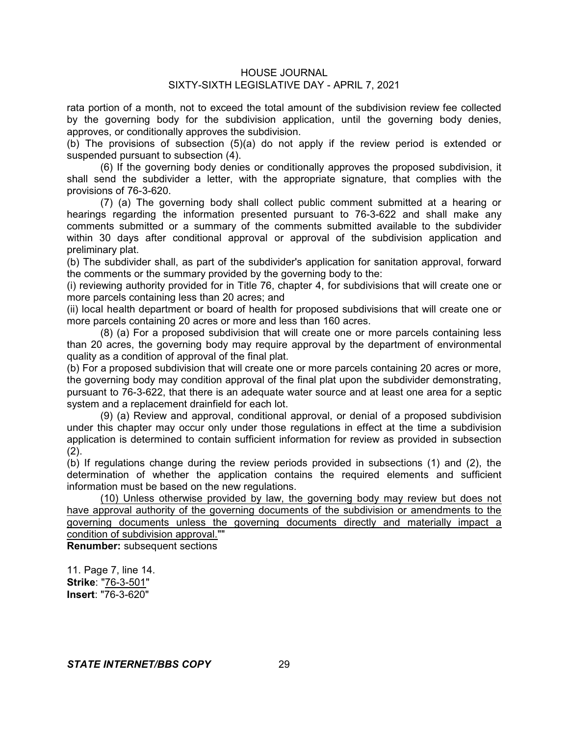rata portion of a month, not to exceed the total amount of the subdivision review fee collected by the governing body for the subdivision application, until the governing body denies, approves, or conditionally approves the subdivision.

(b) The provisions of subsection (5)(a) do not apply if the review period is extended or suspended pursuant to subsection (4).

(6) If the governing body denies or conditionally approves the proposed subdivision, it shall send the subdivider a letter, with the appropriate signature, that complies with the provisions of 76-3-620.

(7) (a) The governing body shall collect public comment submitted at a hearing or hearings regarding the information presented pursuant to 76-3-622 and shall make any comments submitted or a summary of the comments submitted available to the subdivider within 30 days after conditional approval or approval of the subdivision application and preliminary plat.

(b) The subdivider shall, as part of the subdivider's application for sanitation approval, forward the comments or the summary provided by the governing body to the:

(i) reviewing authority provided for in Title 76, chapter 4, for subdivisions that will create one or more parcels containing less than 20 acres; and

(ii) local health department or board of health for proposed subdivisions that will create one or more parcels containing 20 acres or more and less than 160 acres.

(8) (a) For a proposed subdivision that will create one or more parcels containing less than 20 acres, the governing body may require approval by the department of environmental quality as a condition of approval of the final plat.

(b) For a proposed subdivision that will create one or more parcels containing 20 acres or more, the governing body may condition approval of the final plat upon the subdivider demonstrating, pursuant to 76-3-622, that there is an adequate water source and at least one area for a septic system and a replacement drainfield for each lot.

(9) (a) Review and approval, conditional approval, or denial of a proposed subdivision under this chapter may occur only under those regulations in effect at the time a subdivision application is determined to contain sufficient information for review as provided in subsection (2).

(b) If regulations change during the review periods provided in subsections (1) and (2), the determination of whether the application contains the required elements and sufficient information must be based on the new regulations.

<u>(10) Unless otherwise provided by law, the governing body may review but does not have approval authority of the governing documents of the subdivision or amendments to the governing documents unless the governing documents directly and materially impact a condition of subdivision approval.</u>""

**Renumber:** subsequent sections

11. Page 7, line 14.
**Strike**: "<u>76-3-501</u>"
**Insert**: "76-3-620"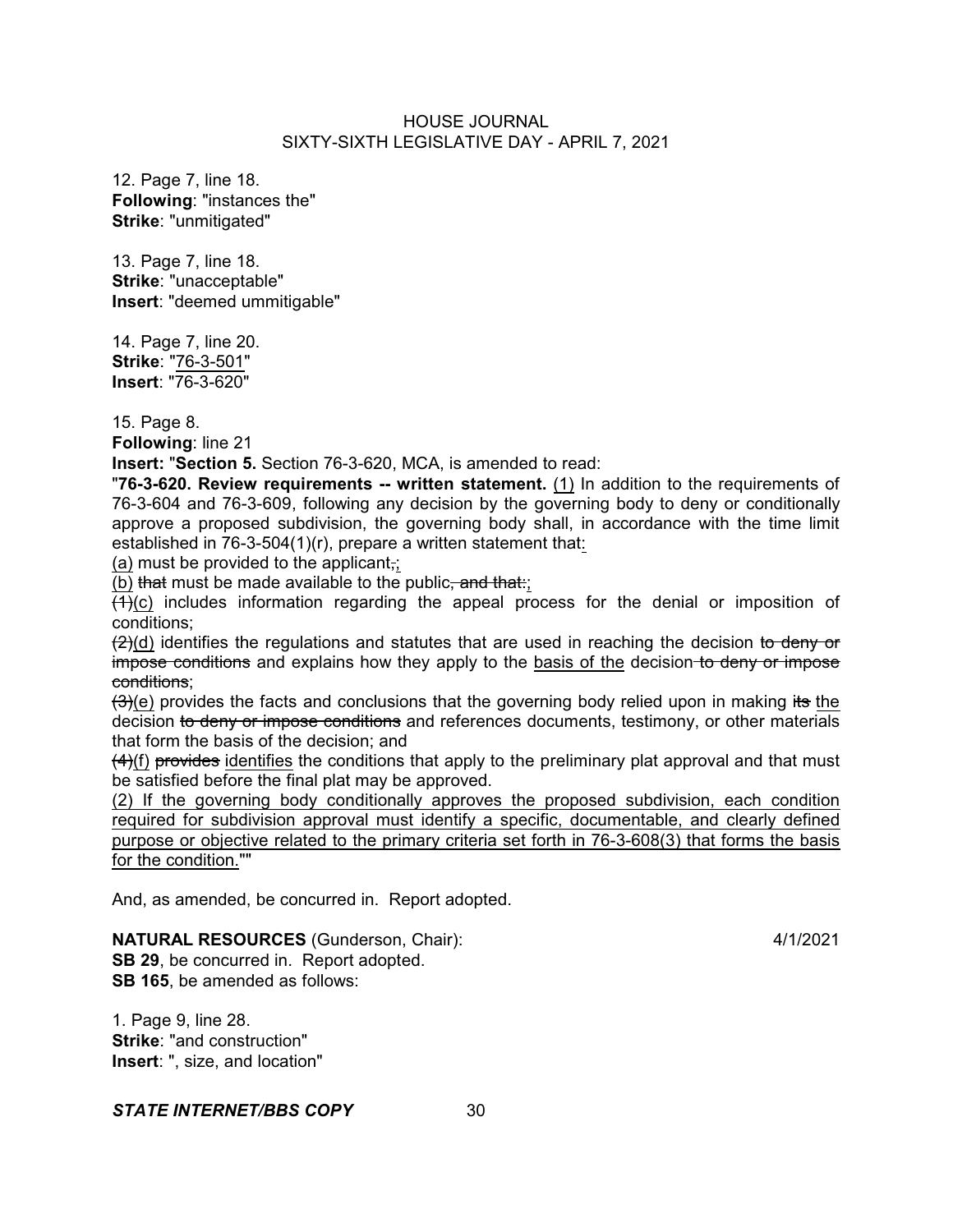12. Page 7, line 18.
**Following**: "instances the"
**Strike**: "unmitigated"

13. Page 7, line 18.
**Strike**: "unacceptable"
**Insert**: "deemed ummitigable"

14. Page 7, line 20.
**Strike**: "<u>76-3-501</u>"
**Insert**: "76-3-620"

15. Page 8.
**Following**: line 21
**Insert:** "**Section 5.** Section 76-3-620, MCA, is amended to read:

"**76-3-620. Review requirements -- written statement.** <u>(1)</u> In addition to the requirements of 76-3-604 and 76-3-609, following any decision by the governing body to deny or conditionally approve a proposed subdivision, the governing body shall, in accordance with the time limit established in 76-3-504(1)(r), prepare a written statement that<u>:</u>

<u>(a)</u> must be provided to the applicant~~,~~<u>;</u>

<u>(b)</u> ~~that~~ must be made available to the public~~, and that:~~<u>;</u>

~~(1)~~<u>(c)</u> includes information regarding the appeal process for the denial or imposition of conditions;

~~(2)~~<u>(d)</u> identifies the regulations and statutes that are used in reaching the decision ~~to deny or impose conditions~~ and explains how they apply to the <u>basis of the</u> decision ~~to deny or impose conditions~~;

~~(3)~~<u>(e)</u> provides the facts and conclusions that the governing body relied upon in making ~~its~~ <u>the</u> decision ~~to deny or impose conditions~~ and references documents, testimony, or other materials that form the basis of the decision; and

~~(4)~~<u>(f)</u> ~~provides~~ <u>identifies</u> the conditions that apply to the preliminary plat approval and that must be satisfied before the final plat may be approved.

<u>(2) If the governing body conditionally approves the proposed subdivision, each condition required for subdivision approval must identify a specific, documentable, and clearly defined purpose or objective related to the primary criteria set forth in 76-3-608(3) that forms the basis for the condition.</u>""

And, as amended, be concurred in. Report adopted.

**NATURAL RESOURCES** (Gunderson, Chair): 4/1/2021
**SB 29**, be concurred in. Report adopted.
**SB 165**, be amended as follows:

1. Page 9, line 28.
**Strike**: "and construction"
**Insert**: ", size, and location"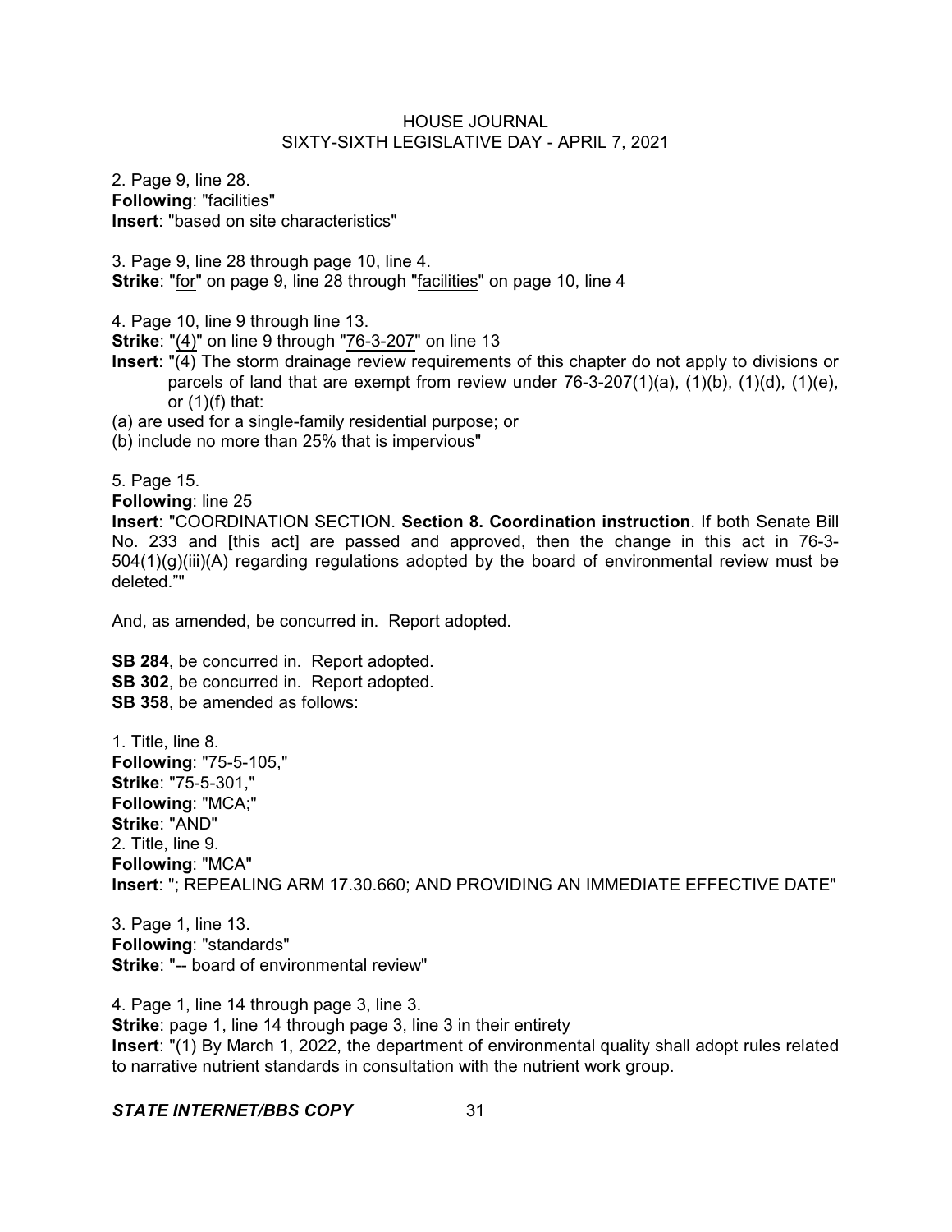2. Page 9, line 28.
**Following**: "facilities"
**Insert**: "based on site characteristics"

3. Page 9, line 28 through page 10, line 4.
**Strike**: "for" on page 9, line 28 through "facilities" on page 10, line 4

4. Page 10, line 9 through line 13.
**Strike**: "(4)" on line 9 through "76-3-207" on line 13
**Insert**: "(4) The storm drainage review requirements of this chapter do not apply to divisions or parcels of land that are exempt from review under 76-3-207(1)(a), (1)(b), (1)(d), (1)(e), or (1)(f) that:
(a) are used for a single-family residential purpose; or
(b) include no more than 25% that is impervious"

5. Page 15.
**Following**: line 25
**Insert**: "COORDINATION SECTION. **Section 8. Coordination instruction**. If both Senate Bill No. 233 and [this act] are passed and approved, then the change in this act in 76-3-504(1)(g)(iii)(A) regarding regulations adopted by the board of environmental review must be deleted.""

And, as amended, be concurred in. Report adopted.

**SB 284**, be concurred in. Report adopted.
**SB 302**, be concurred in. Report adopted.
**SB 358**, be amended as follows:

1. Title, line 8.
**Following**: "75-5-105,"
**Strike**: "75-5-301,"
**Following**: "MCA;"
**Strike**: "AND"
2. Title, line 9.
**Following**: "MCA"
**Insert**: "; REPEALING ARM 17.30.660; AND PROVIDING AN IMMEDIATE EFFECTIVE DATE"

3. Page 1, line 13.
**Following**: "standards"
**Strike**: "-- board of environmental review"

4. Page 1, line 14 through page 3, line 3.
**Strike**: page 1, line 14 through page 3, line 3 in their entirety
**Insert**: "(1) By March 1, 2022, the department of environmental quality shall adopt rules related to narrative nutrient standards in consultation with the nutrient work group.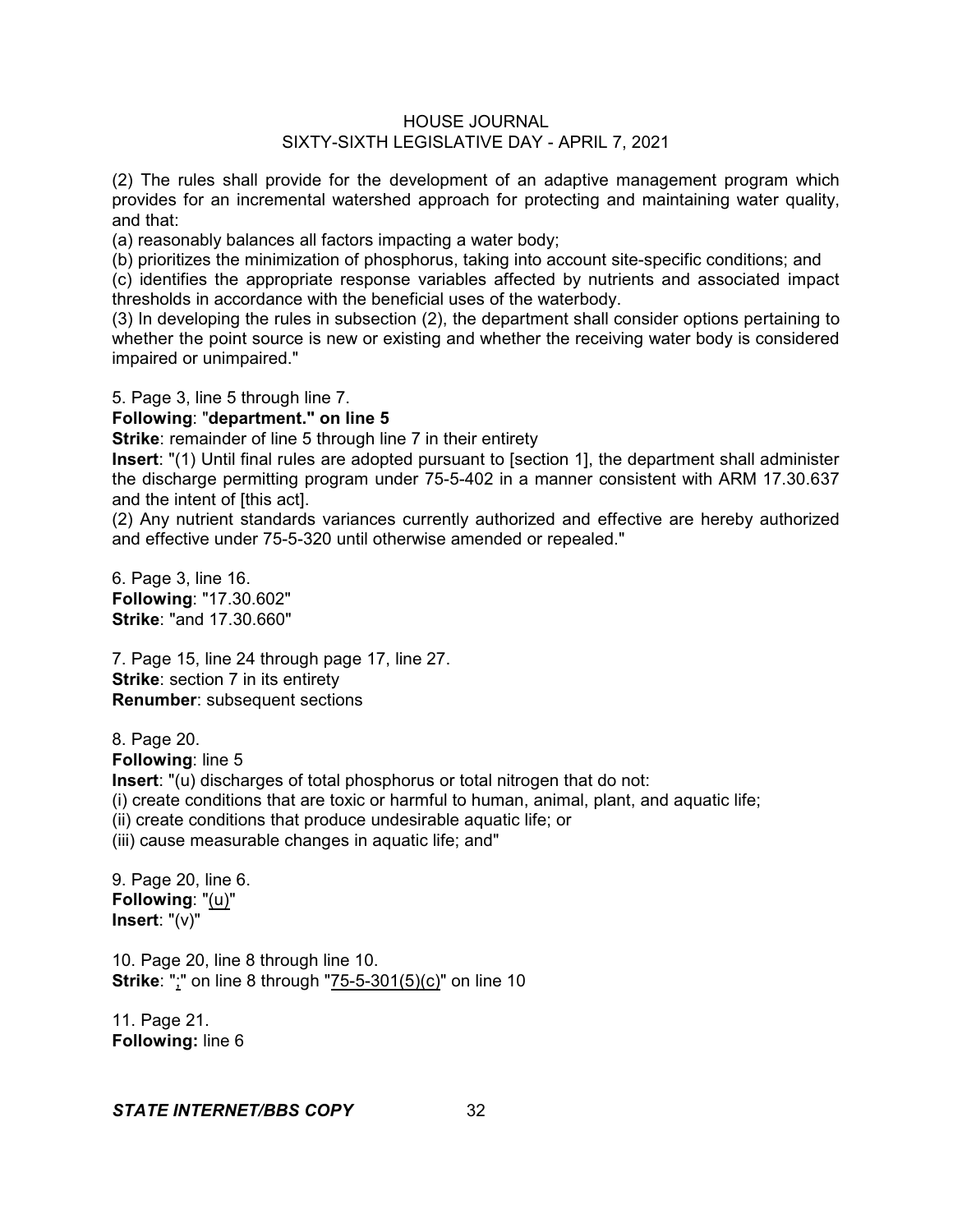(2) The rules shall provide for the development of an adaptive management program which provides for an incremental watershed approach for protecting and maintaining water quality, and that:

(a) reasonably balances all factors impacting a water body;

(b) prioritizes the minimization of phosphorus, taking into account site-specific conditions; and

(c) identifies the appropriate response variables affected by nutrients and associated impact thresholds in accordance with the beneficial uses of the waterbody.

(3) In developing the rules in subsection (2), the department shall consider options pertaining to whether the point source is new or existing and whether the receiving water body is considered impaired or unimpaired."

5. Page 3, line 5 through line 7.
**Following**: "**department." on line 5**
**Strike**: remainder of line 5 through line 7 in their entirety
**Insert**: "(1) Until final rules are adopted pursuant to [section 1], the department shall administer the discharge permitting program under 75-5-402 in a manner consistent with ARM 17.30.637 and the intent of [this act].

(2) Any nutrient standards variances currently authorized and effective are hereby authorized and effective under 75-5-320 until otherwise amended or repealed."

6. Page 3, line 16.
**Following**: "17.30.602"
**Strike**: "and 17.30.660"

7. Page 15, line 24 through page 17, line 27.
**Strike**: section 7 in its entirety
**Renumber**: subsequent sections

8. Page 20.
**Following**: line 5
**Insert**: "(u) discharges of total phosphorus or total nitrogen that do not:

(i) create conditions that are toxic or harmful to human, animal, plant, and aquatic life;

(ii) create conditions that produce undesirable aquatic life; or

(iii) cause measurable changes in aquatic life; and"

9. Page 20, line 6.
**Following**: "<u>(u)</u>"
**Insert**: "(v)"

10. Page 20, line 8 through line 10.
**Strike**: "<u>;</u>" on line 8 through "<u>75-5-301(5)(c)</u>" on line 10

11. Page 21.
**Following:** line 6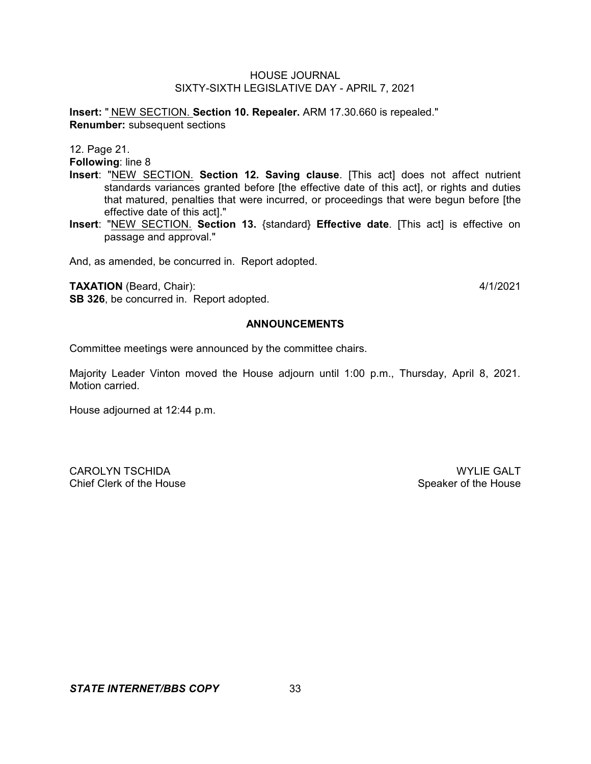**Insert:** " NEW SECTION. **Section 10. Repealer.** ARM 17.30.660 is repealed."
**Renumber:** subsequent sections

12. Page 21.
**Following**: line 8
**Insert**: "NEW SECTION. **Section 12. Saving clause**. [This act] does not affect nutrient standards variances granted before [the effective date of this act], or rights and duties that matured, penalties that were incurred, or proceedings that were begun before [the effective date of this act]."
**Insert**: "NEW SECTION. **Section 13.** {standard} **Effective date**. [This act] is effective on passage and approval."

And, as amended, be concurred in. Report adopted.

**TAXATION** (Beard, Chair): 4/1/2021
**SB 326**, be concurred in. Report adopted.

## ANNOUNCEMENTS

Committee meetings were announced by the committee chairs.

Majority Leader Vinton moved the House adjourn until 1:00 p.m., Thursday, April 8, 2021. Motion carried.

House adjourned at 12:44 p.m.

CAROLYN TSCHIDA
Chief Clerk of the House

WYLIE GALT
Speaker of the House